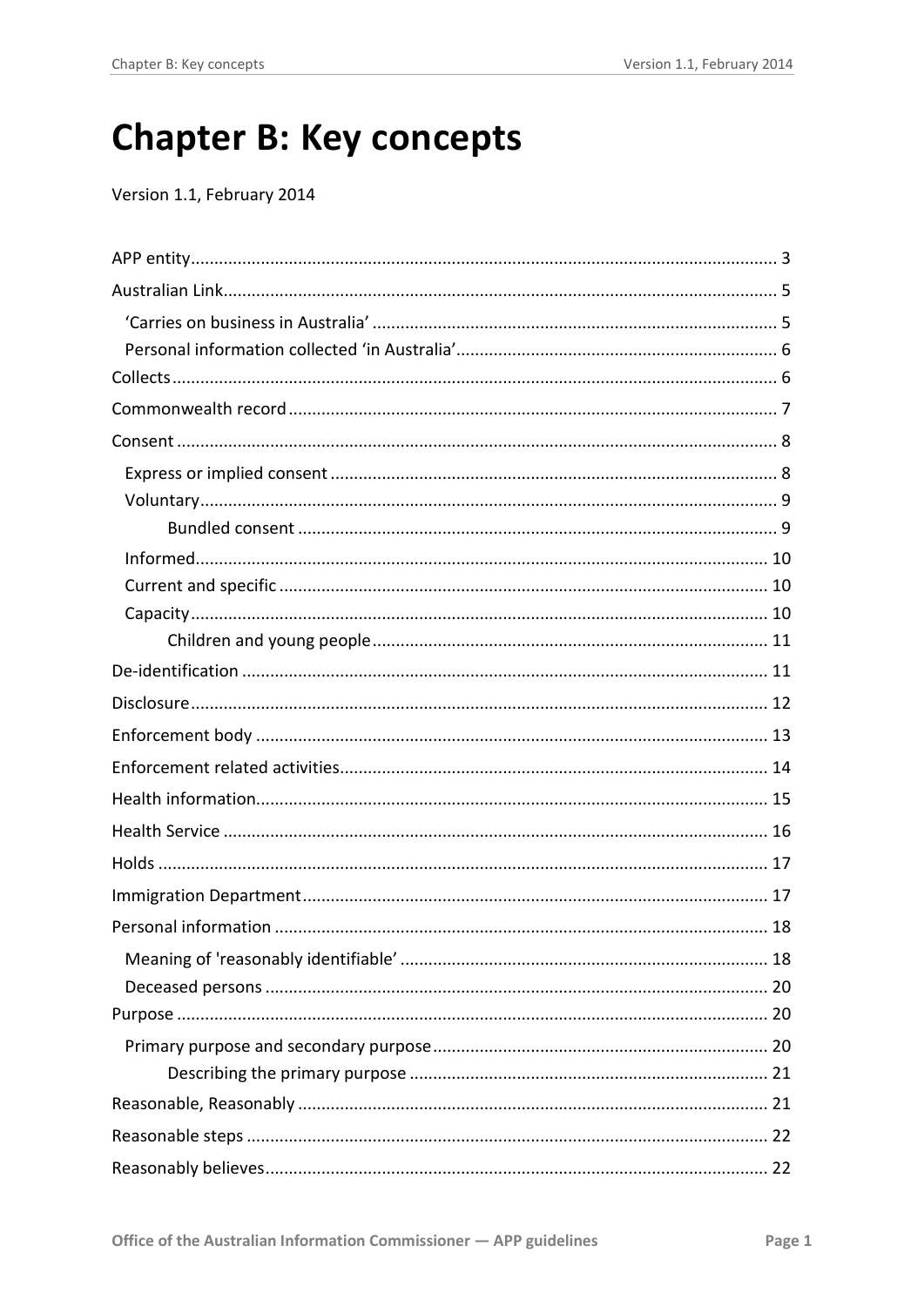# Chapter B: Key concepts

Version 1.1, February 2014

- APP entity ... 3
- Australian Link ... 5
  - 'Carries on business in Australia' ... 5
  - Personal information collected 'in Australia' ... 6
- Collects ... 6
- Commonwealth record ... 7
- Consent ... 8
  - Express or implied consent ... 8
  - Voluntary ... 9
    - Bundled consent ... 9
  - Informed ... 10
  - Current and specific ... 10
  - Capacity ... 10
    - Children and young people ... 11
- De-identification ... 11
- Disclosure ... 12
- Enforcement body ... 13
- Enforcement related activities ... 14
- Health information ... 15
- Health Service ... 16
- Holds ... 17
- Immigration Department ... 17
- Personal information ... 18
  - Meaning of 'reasonably identifiable' ... 18
  - Deceased persons ... 20
- Purpose ... 20
  - Primary purpose and secondary purpose ... 20
    - Describing the primary purpose ... 21
- Reasonable, Reasonably ... 21
- Reasonable steps ... 22
- Reasonably believes ... 22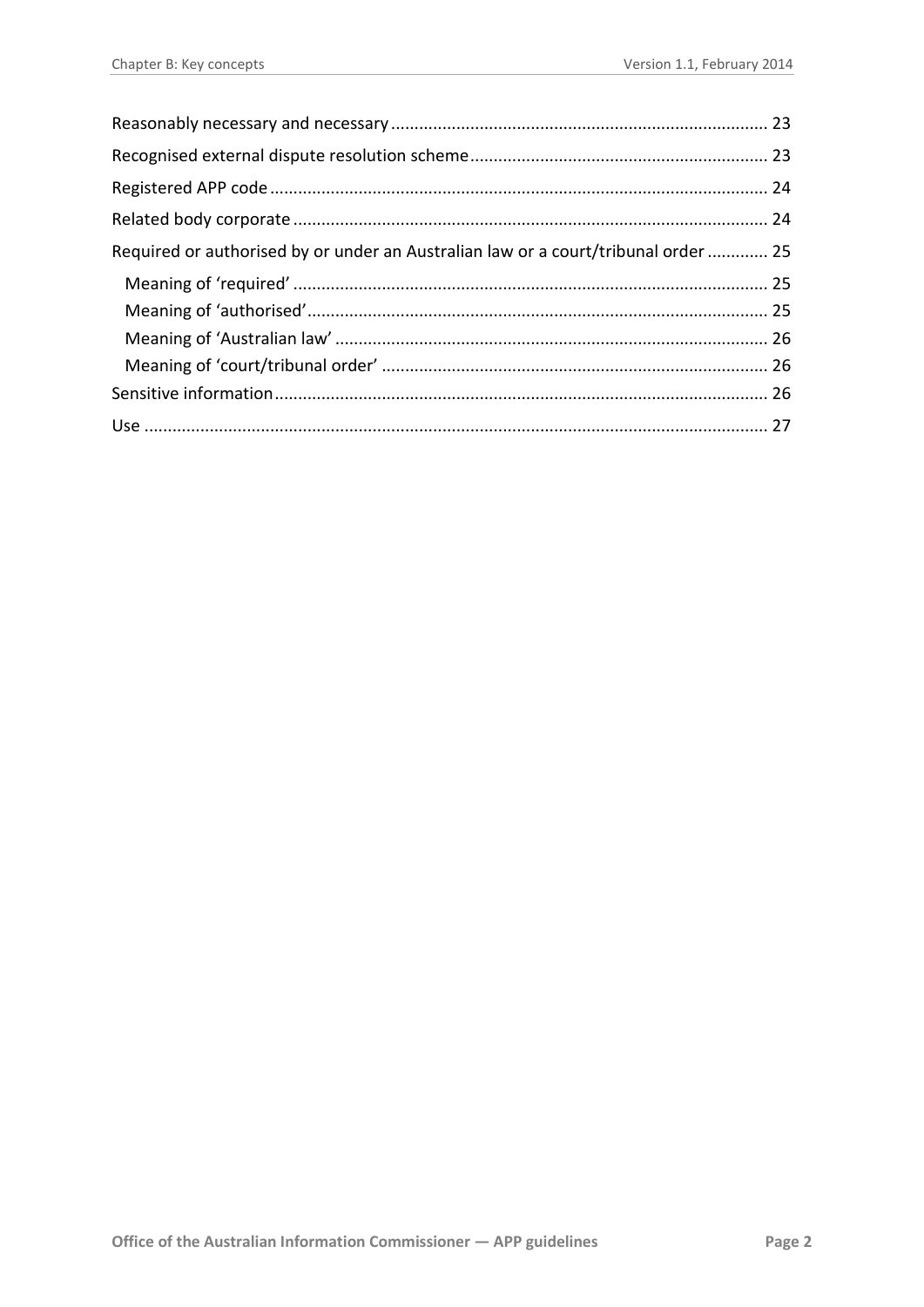Reasonably necessary and necessary ................................................................................ 23
Recognised external dispute resolution scheme................................................................ 23
Registered APP code.......................................................................................................... 24
Related body corporate ..................................................................................................... 24
Required or authorised by or under an Australian law or a court/tribunal order ............. 25
- Meaning of 'required' ...................................................................................................... 25
- Meaning of 'authorised'.................................................................................................... 25
- Meaning of 'Australian law' .............................................................................................. 26
- Meaning of 'court/tribunal order' .................................................................................... 26

Sensitive information.......................................................................................................... 26
Use ..................................................................................................................................... 27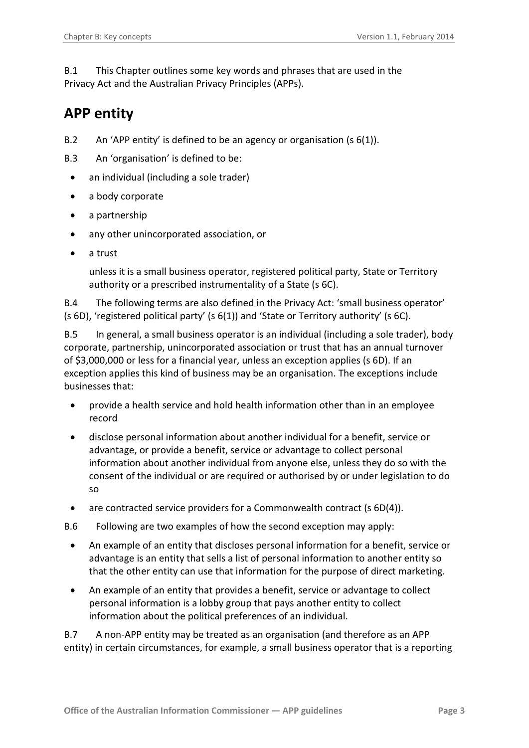B.1 This Chapter outlines some key words and phrases that are used in the Privacy Act and the Australian Privacy Principles (APPs).

## APP entity

B.2 An 'APP entity' is defined to be an agency or organisation (s 6(1)).

B.3 An 'organisation' is defined to be:

- an individual (including a sole trader)
- a body corporate
- a partnership
- any other unincorporated association, or
- a trust

  unless it is a small business operator, registered political party, State or Territory authority or a prescribed instrumentality of a State (s 6C).

B.4 The following terms are also defined in the Privacy Act: 'small business operator' (s 6D), 'registered political party' (s 6(1)) and 'State or Territory authority' (s 6C).

B.5 In general, a small business operator is an individual (including a sole trader), body corporate, partnership, unincorporated association or trust that has an annual turnover of $3,000,000 or less for a financial year, unless an exception applies (s 6D). If an exception applies this kind of business may be an organisation. The exceptions include businesses that:

- provide a health service and hold health information other than in an employee record
- disclose personal information about another individual for a benefit, service or advantage, or provide a benefit, service or advantage to collect personal information about another individual from anyone else, unless they do so with the consent of the individual or are required or authorised by or under legislation to do so
- are contracted service providers for a Commonwealth contract (s 6D(4)).

B.6 Following are two examples of how the second exception may apply:

- An example of an entity that discloses personal information for a benefit, service or advantage is an entity that sells a list of personal information to another entity so that the other entity can use that information for the purpose of direct marketing.
- An example of an entity that provides a benefit, service or advantage to collect personal information is a lobby group that pays another entity to collect information about the political preferences of an individual.

B.7 A non-APP entity may be treated as an organisation (and therefore as an APP entity) in certain circumstances, for example, a small business operator that is a reporting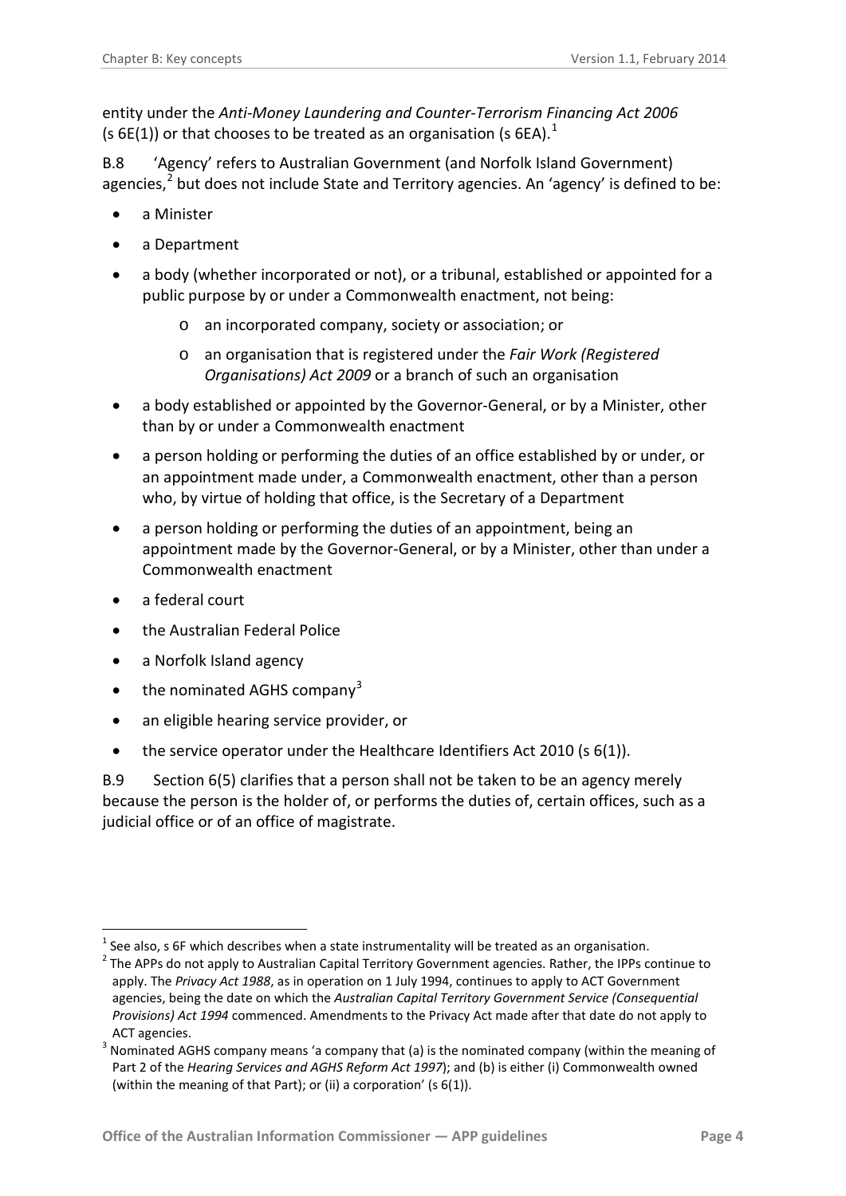entity under the *Anti-Money Laundering and Counter-Terrorism Financing Act 2006* (s 6E(1)) or that chooses to be treated as an organisation (s 6EA).[1]

B.8 'Agency' refers to Australian Government (and Norfolk Island Government) agencies,[2] but does not include State and Territory agencies. An 'agency' is defined to be:

- a Minister
- a Department
- a body (whether incorporated or not), or a tribunal, established or appointed for a public purpose by or under a Commonwealth enactment, not being:
  - an incorporated company, society or association; or
  - an organisation that is registered under the *Fair Work (Registered Organisations) Act 2009* or a branch of such an organisation
- a body established or appointed by the Governor-General, or by a Minister, other than by or under a Commonwealth enactment
- a person holding or performing the duties of an office established by or under, or an appointment made under, a Commonwealth enactment, other than a person who, by virtue of holding that office, is the Secretary of a Department
- a person holding or performing the duties of an appointment, being an appointment made by the Governor-General, or by a Minister, other than under a Commonwealth enactment
- a federal court
- the Australian Federal Police
- a Norfolk Island agency
- the nominated AGHS company[3]
- an eligible hearing service provider, or
- the service operator under the Healthcare Identifiers Act 2010 (s 6(1)).

B.9 Section 6(5) clarifies that a person shall not be taken to be an agency merely because the person is the holder of, or performs the duties of, certain offices, such as a judicial office or of an office of magistrate.

---

[1] See also, s 6F which describes when a state instrumentality will be treated as an organisation.

[2] The APPs do not apply to Australian Capital Territory Government agencies. Rather, the IPPs continue to apply. The *Privacy Act 1988*, as in operation on 1 July 1994, continues to apply to ACT Government agencies, being the date on which the *Australian Capital Territory Government Service (Consequential Provisions) Act 1994* commenced. Amendments to the Privacy Act made after that date do not apply to ACT agencies.

[3] Nominated AGHS company means 'a company that (a) is the nominated company (within the meaning of Part 2 of the *Hearing Services and AGHS Reform Act 1997*); and (b) is either (i) Commonwealth owned (within the meaning of that Part); or (ii) a corporation' (s 6(1)).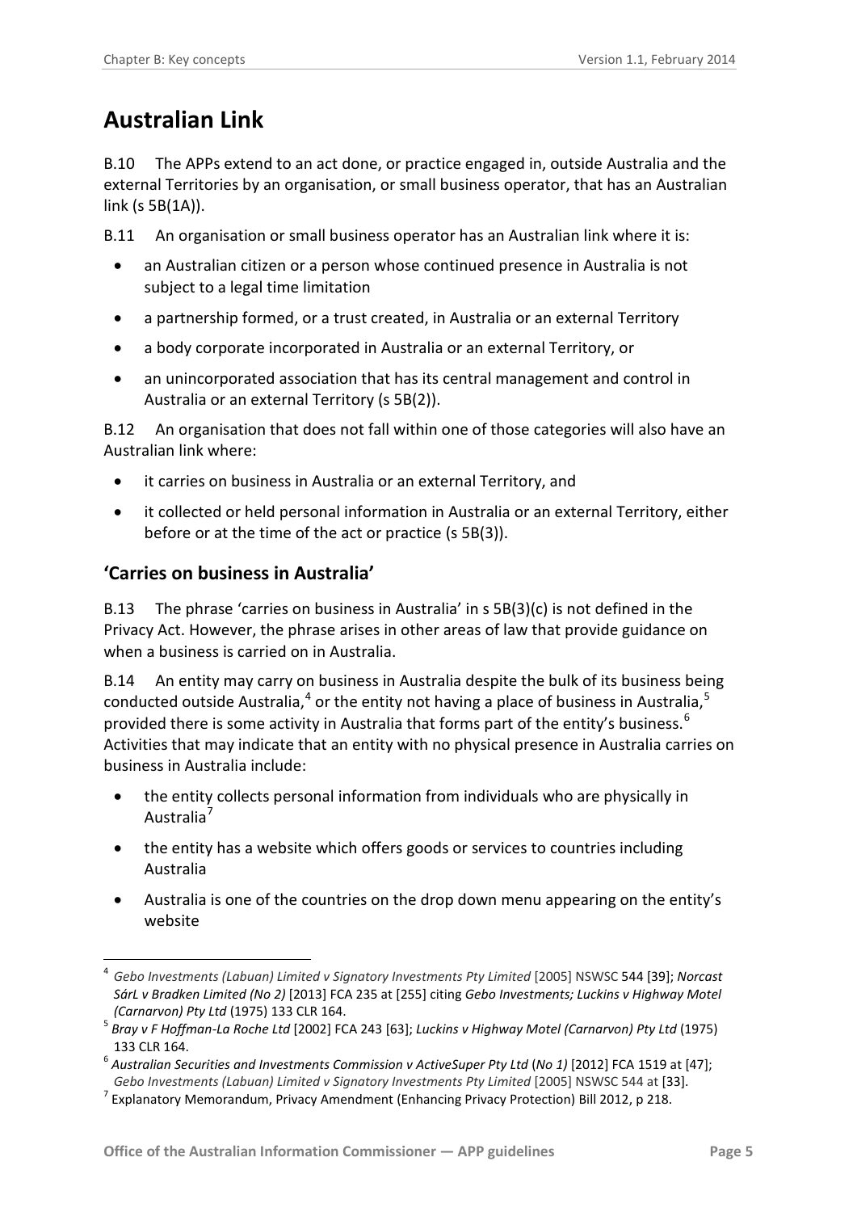# Australian Link

B.10 The APPs extend to an act done, or practice engaged in, outside Australia and the external Territories by an organisation, or small business operator, that has an Australian link (s 5B(1A)).

B.11 An organisation or small business operator has an Australian link where it is:

- an Australian citizen or a person whose continued presence in Australia is not subject to a legal time limitation
- a partnership formed, or a trust created, in Australia or an external Territory
- a body corporate incorporated in Australia or an external Territory, or
- an unincorporated association that has its central management and control in Australia or an external Territory (s 5B(2)).

B.12 An organisation that does not fall within one of those categories will also have an Australian link where:

- it carries on business in Australia or an external Territory, and
- it collected or held personal information in Australia or an external Territory, either before or at the time of the act or practice (s 5B(3)).

## 'Carries on business in Australia'

B.13 The phrase 'carries on business in Australia' in s 5B(3)(c) is not defined in the Privacy Act. However, the phrase arises in other areas of law that provide guidance on when a business is carried on in Australia.

B.14 An entity may carry on business in Australia despite the bulk of its business being conducted outside Australia,[4] or the entity not having a place of business in Australia,[5] provided there is some activity in Australia that forms part of the entity's business.[6] Activities that may indicate that an entity with no physical presence in Australia carries on business in Australia include:

- the entity collects personal information from individuals who are physically in Australia[7]
- the entity has a website which offers goods or services to countries including Australia
- Australia is one of the countries on the drop down menu appearing on the entity's website

---

[4] *Gebo Investments (Labuan) Limited v Signatory Investments Pty Limited* [2005] NSWSC 544 [39]; *Norcast SárL v Bradken Limited (No 2)* [2013] FCA 235 at [255] citing *Gebo Investments; Luckins v Highway Motel (Carnarvon) Pty Ltd* (1975) 133 CLR 164.

[5] *Bray v F Hoffman-La Roche Ltd* [2002] FCA 243 [63]; *Luckins v Highway Motel (Carnarvon) Pty Ltd* (1975) 133 CLR 164.

[6] *Australian Securities and Investments Commission v ActiveSuper Pty Ltd* (*No 1)* [2012] FCA 1519 at [47]; *Gebo Investments (Labuan) Limited v Signatory Investments Pty Limited* [2005] NSWSC 544 at [33].

[7] Explanatory Memorandum, Privacy Amendment (Enhancing Privacy Protection) Bill 2012, p 218.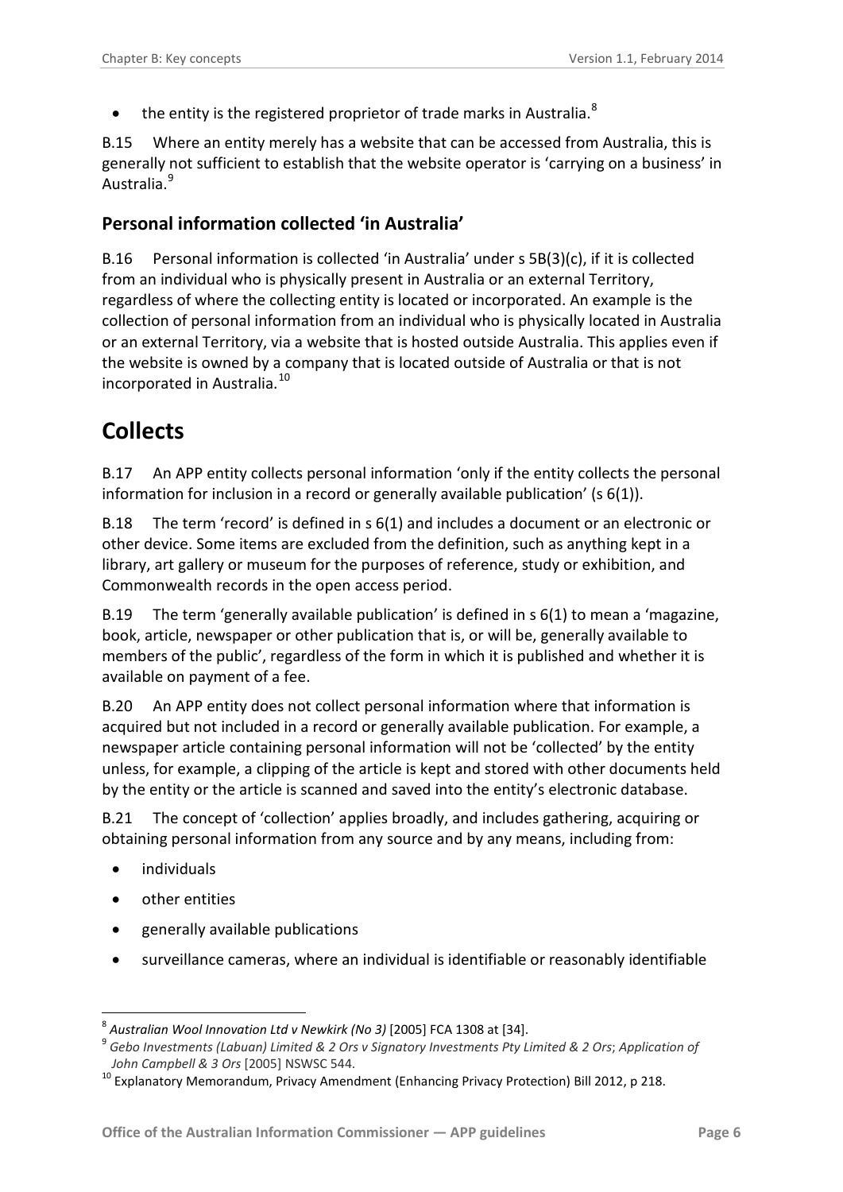- the entity is the registered proprietor of trade marks in Australia.[8]

B.15 Where an entity merely has a website that can be accessed from Australia, this is generally not sufficient to establish that the website operator is 'carrying on a business' in Australia.[9]

### Personal information collected 'in Australia'

B.16 Personal information is collected 'in Australia' under s 5B(3)(c), if it is collected from an individual who is physically present in Australia or an external Territory, regardless of where the collecting entity is located or incorporated. An example is the collection of personal information from an individual who is physically located in Australia or an external Territory, via a website that is hosted outside Australia. This applies even if the website is owned by a company that is located outside of Australia or that is not incorporated in Australia.[10]

## Collects

B.17 An APP entity collects personal information 'only if the entity collects the personal information for inclusion in a record or generally available publication' (s 6(1)).

B.18 The term 'record' is defined in s 6(1) and includes a document or an electronic or other device. Some items are excluded from the definition, such as anything kept in a library, art gallery or museum for the purposes of reference, study or exhibition, and Commonwealth records in the open access period.

B.19 The term 'generally available publication' is defined in s 6(1) to mean a 'magazine, book, article, newspaper or other publication that is, or will be, generally available to members of the public', regardless of the form in which it is published and whether it is available on payment of a fee.

B.20 An APP entity does not collect personal information where that information is acquired but not included in a record or generally available publication. For example, a newspaper article containing personal information will not be 'collected' by the entity unless, for example, a clipping of the article is kept and stored with other documents held by the entity or the article is scanned and saved into the entity's electronic database.

B.21 The concept of 'collection' applies broadly, and includes gathering, acquiring or obtaining personal information from any source and by any means, including from:

- individuals
- other entities
- generally available publications
- surveillance cameras, where an individual is identifiable or reasonably identifiable

---

[8] *Australian Wool Innovation Ltd v Newkirk (No 3)* [2005] FCA 1308 at [34].

[9] *Gebo Investments (Labuan) Limited & 2 Ors v Signatory Investments Pty Limited & 2 Ors*; *Application of John Campbell & 3 Ors* [2005] NSWSC 544.

[10] Explanatory Memorandum, Privacy Amendment (Enhancing Privacy Protection) Bill 2012, p 218.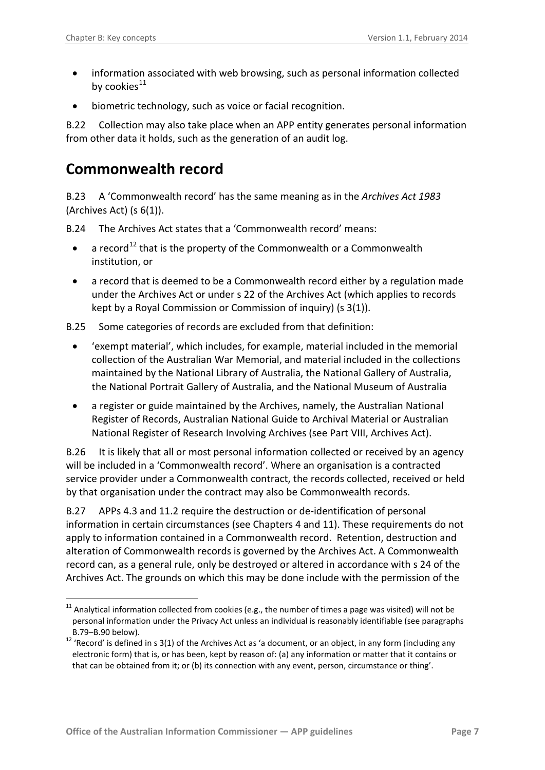- information associated with web browsing, such as personal information collected by cookies[11]
- biometric technology, such as voice or facial recognition.

B.22 Collection may also take place when an APP entity generates personal information from other data it holds, such as the generation of an audit log.

## Commonwealth record

B.23 A 'Commonwealth record' has the same meaning as in the *Archives Act 1983* (Archives Act) (s 6(1)).

B.24 The Archives Act states that a 'Commonwealth record' means:

- a record[12] that is the property of the Commonwealth or a Commonwealth institution, or
- a record that is deemed to be a Commonwealth record either by a regulation made under the Archives Act or under s 22 of the Archives Act (which applies to records kept by a Royal Commission or Commission of inquiry) (s 3(1)).

B.25 Some categories of records are excluded from that definition:

- 'exempt material', which includes, for example, material included in the memorial collection of the Australian War Memorial, and material included in the collections maintained by the National Library of Australia, the National Gallery of Australia, the National Portrait Gallery of Australia, and the National Museum of Australia
- a register or guide maintained by the Archives, namely, the Australian National Register of Records, Australian National Guide to Archival Material or Australian National Register of Research Involving Archives (see Part VIII, Archives Act).

B.26 It is likely that all or most personal information collected or received by an agency will be included in a 'Commonwealth record'. Where an organisation is a contracted service provider under a Commonwealth contract, the records collected, received or held by that organisation under the contract may also be Commonwealth records.

B.27 APPs 4.3 and 11.2 require the destruction or de-identification of personal information in certain circumstances (see Chapters 4 and 11). These requirements do not apply to information contained in a Commonwealth record. Retention, destruction and alteration of Commonwealth records is governed by the Archives Act. A Commonwealth record can, as a general rule, only be destroyed or altered in accordance with s 24 of the Archives Act. The grounds on which this may be done include with the permission of the

---

[11] Analytical information collected from cookies (e.g., the number of times a page was visited) will not be personal information under the Privacy Act unless an individual is reasonably identifiable (see paragraphs B.79–B.90 below).

[12] 'Record' is defined in s 3(1) of the Archives Act as 'a document, or an object, in any form (including any electronic form) that is, or has been, kept by reason of: (a) any information or matter that it contains or that can be obtained from it; or (b) its connection with any event, person, circumstance or thing'.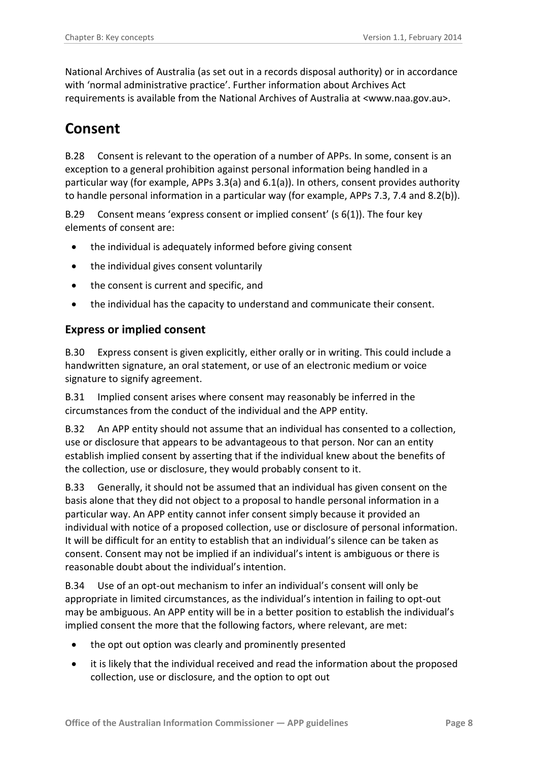National Archives of Australia (as set out in a records disposal authority) or in accordance with 'normal administrative practice'. Further information about Archives Act requirements is available from the National Archives of Australia at <www.naa.gov.au>.

# Consent

B.28 Consent is relevant to the operation of a number of APPs. In some, consent is an exception to a general prohibition against personal information being handled in a particular way (for example, APPs 3.3(a) and 6.1(a)). In others, consent provides authority to handle personal information in a particular way (for example, APPs 7.3, 7.4 and 8.2(b)).

B.29 Consent means 'express consent or implied consent' (s 6(1)). The four key elements of consent are:

- the individual is adequately informed before giving consent
- the individual gives consent voluntarily
- the consent is current and specific, and
- the individual has the capacity to understand and communicate their consent.

## Express or implied consent

B.30 Express consent is given explicitly, either orally or in writing. This could include a handwritten signature, an oral statement, or use of an electronic medium or voice signature to signify agreement.

B.31 Implied consent arises where consent may reasonably be inferred in the circumstances from the conduct of the individual and the APP entity.

B.32 An APP entity should not assume that an individual has consented to a collection, use or disclosure that appears to be advantageous to that person. Nor can an entity establish implied consent by asserting that if the individual knew about the benefits of the collection, use or disclosure, they would probably consent to it.

B.33 Generally, it should not be assumed that an individual has given consent on the basis alone that they did not object to a proposal to handle personal information in a particular way. An APP entity cannot infer consent simply because it provided an individual with notice of a proposed collection, use or disclosure of personal information. It will be difficult for an entity to establish that an individual's silence can be taken as consent. Consent may not be implied if an individual's intent is ambiguous or there is reasonable doubt about the individual's intention.

B.34 Use of an opt-out mechanism to infer an individual's consent will only be appropriate in limited circumstances, as the individual's intention in failing to opt-out may be ambiguous. An APP entity will be in a better position to establish the individual's implied consent the more that the following factors, where relevant, are met:

- the opt out option was clearly and prominently presented
- it is likely that the individual received and read the information about the proposed collection, use or disclosure, and the option to opt out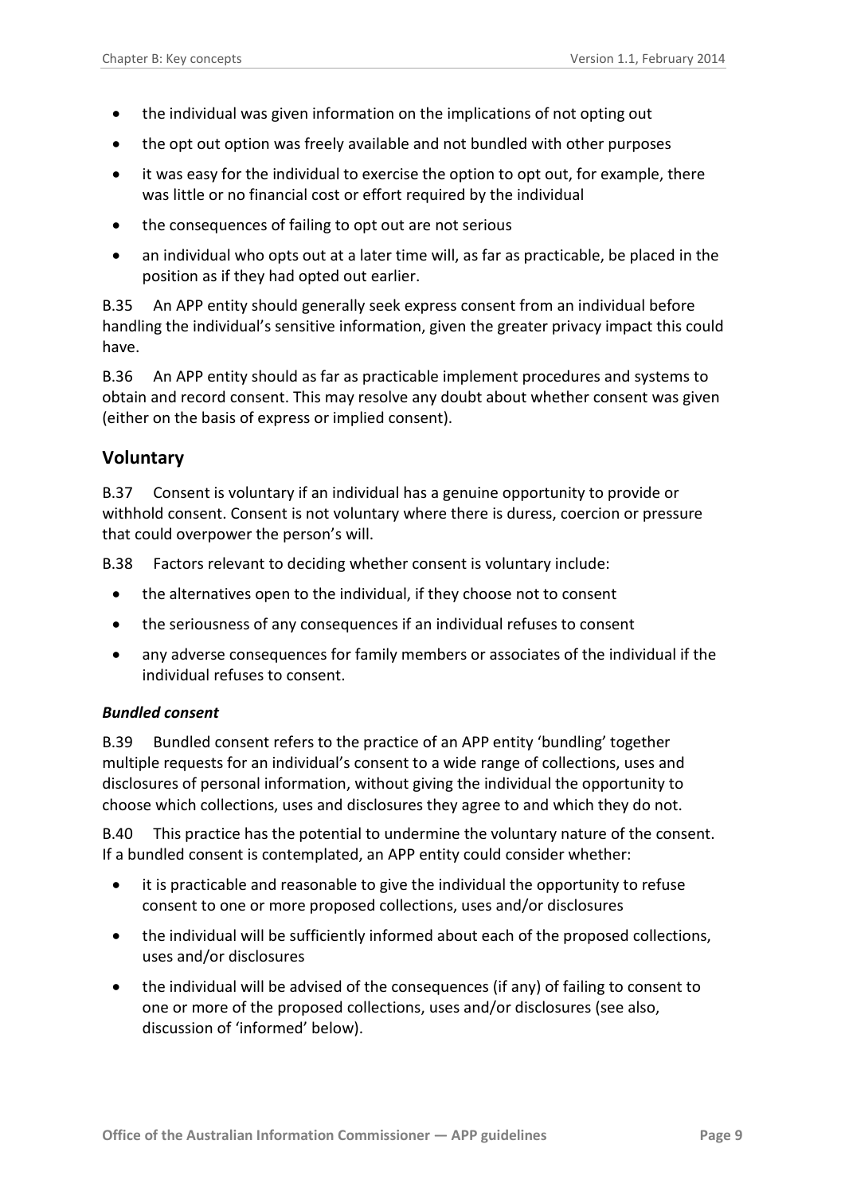- the individual was given information on the implications of not opting out
- the opt out option was freely available and not bundled with other purposes
- it was easy for the individual to exercise the option to opt out, for example, there was little or no financial cost or effort required by the individual
- the consequences of failing to opt out are not serious
- an individual who opts out at a later time will, as far as practicable, be placed in the position as if they had opted out earlier.

B.35 An APP entity should generally seek express consent from an individual before handling the individual's sensitive information, given the greater privacy impact this could have.

B.36 An APP entity should as far as practicable implement procedures and systems to obtain and record consent. This may resolve any doubt about whether consent was given (either on the basis of express or implied consent).

## Voluntary

B.37 Consent is voluntary if an individual has a genuine opportunity to provide or withhold consent. Consent is not voluntary where there is duress, coercion or pressure that could overpower the person's will.

B.38 Factors relevant to deciding whether consent is voluntary include:

- the alternatives open to the individual, if they choose not to consent
- the seriousness of any consequences if an individual refuses to consent
- any adverse consequences for family members or associates of the individual if the individual refuses to consent.

#### *Bundled consent*

B.39 Bundled consent refers to the practice of an APP entity 'bundling' together multiple requests for an individual's consent to a wide range of collections, uses and disclosures of personal information, without giving the individual the opportunity to choose which collections, uses and disclosures they agree to and which they do not.

B.40 This practice has the potential to undermine the voluntary nature of the consent. If a bundled consent is contemplated, an APP entity could consider whether:

- it is practicable and reasonable to give the individual the opportunity to refuse consent to one or more proposed collections, uses and/or disclosures
- the individual will be sufficiently informed about each of the proposed collections, uses and/or disclosures
- the individual will be advised of the consequences (if any) of failing to consent to one or more of the proposed collections, uses and/or disclosures (see also, discussion of 'informed' below).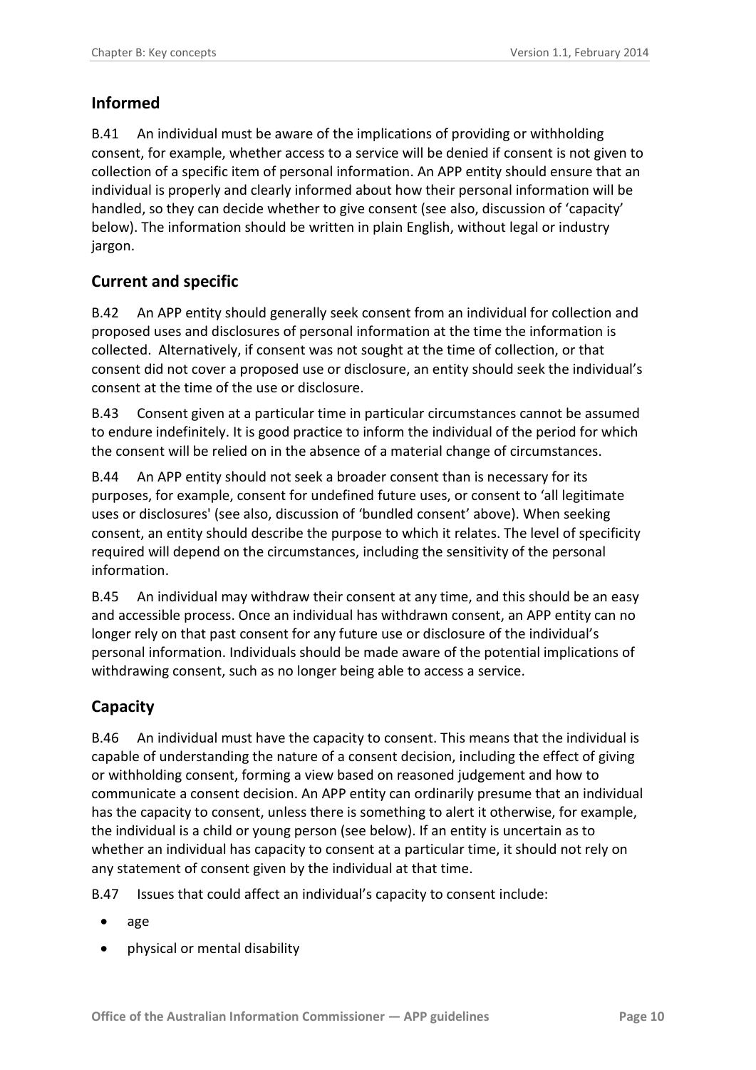## Informed

B.41 An individual must be aware of the implications of providing or withholding consent, for example, whether access to a service will be denied if consent is not given to collection of a specific item of personal information. An APP entity should ensure that an individual is properly and clearly informed about how their personal information will be handled, so they can decide whether to give consent (see also, discussion of 'capacity' below). The information should be written in plain English, without legal or industry jargon.

## Current and specific

B.42 An APP entity should generally seek consent from an individual for collection and proposed uses and disclosures of personal information at the time the information is collected. Alternatively, if consent was not sought at the time of collection, or that consent did not cover a proposed use or disclosure, an entity should seek the individual's consent at the time of the use or disclosure.

B.43 Consent given at a particular time in particular circumstances cannot be assumed to endure indefinitely. It is good practice to inform the individual of the period for which the consent will be relied on in the absence of a material change of circumstances.

B.44 An APP entity should not seek a broader consent than is necessary for its purposes, for example, consent for undefined future uses, or consent to 'all legitimate uses or disclosures' (see also, discussion of 'bundled consent' above). When seeking consent, an entity should describe the purpose to which it relates. The level of specificity required will depend on the circumstances, including the sensitivity of the personal information.

B.45 An individual may withdraw their consent at any time, and this should be an easy and accessible process. Once an individual has withdrawn consent, an APP entity can no longer rely on that past consent for any future use or disclosure of the individual's personal information. Individuals should be made aware of the potential implications of withdrawing consent, such as no longer being able to access a service.

## Capacity

B.46 An individual must have the capacity to consent. This means that the individual is capable of understanding the nature of a consent decision, including the effect of giving or withholding consent, forming a view based on reasoned judgement and how to communicate a consent decision. An APP entity can ordinarily presume that an individual has the capacity to consent, unless there is something to alert it otherwise, for example, the individual is a child or young person (see below). If an entity is uncertain as to whether an individual has capacity to consent at a particular time, it should not rely on any statement of consent given by the individual at that time.

B.47 Issues that could affect an individual's capacity to consent include:

- age
- physical or mental disability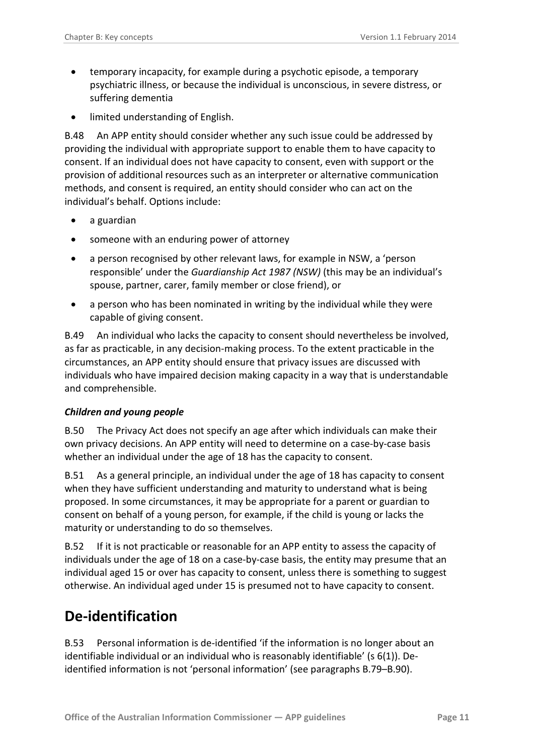- temporary incapacity, for example during a psychotic episode, a temporary psychiatric illness, or because the individual is unconscious, in severe distress, or suffering dementia
- limited understanding of English.

B.48 An APP entity should consider whether any such issue could be addressed by providing the individual with appropriate support to enable them to have capacity to consent. If an individual does not have capacity to consent, even with support or the provision of additional resources such as an interpreter or alternative communication methods, and consent is required, an entity should consider who can act on the individual's behalf. Options include:

- a guardian
- someone with an enduring power of attorney
- a person recognised by other relevant laws, for example in NSW, a 'person responsible' under the *Guardianship Act 1987 (NSW)* (this may be an individual's spouse, partner, carer, family member or close friend), or
- a person who has been nominated in writing by the individual while they were capable of giving consent.

B.49 An individual who lacks the capacity to consent should nevertheless be involved, as far as practicable, in any decision-making process. To the extent practicable in the circumstances, an APP entity should ensure that privacy issues are discussed with individuals who have impaired decision making capacity in a way that is understandable and comprehensible.

### *Children and young people*

B.50 The Privacy Act does not specify an age after which individuals can make their own privacy decisions. An APP entity will need to determine on a case-by-case basis whether an individual under the age of 18 has the capacity to consent.

B.51 As a general principle, an individual under the age of 18 has capacity to consent when they have sufficient understanding and maturity to understand what is being proposed. In some circumstances, it may be appropriate for a parent or guardian to consent on behalf of a young person, for example, if the child is young or lacks the maturity or understanding to do so themselves.

B.52 If it is not practicable or reasonable for an APP entity to assess the capacity of individuals under the age of 18 on a case-by-case basis, the entity may presume that an individual aged 15 or over has capacity to consent, unless there is something to suggest otherwise. An individual aged under 15 is presumed not to have capacity to consent.

## De-identification

B.53 Personal information is de-identified 'if the information is no longer about an identifiable individual or an individual who is reasonably identifiable' (s 6(1)). De-identified information is not 'personal information' (see paragraphs B.79–B.90).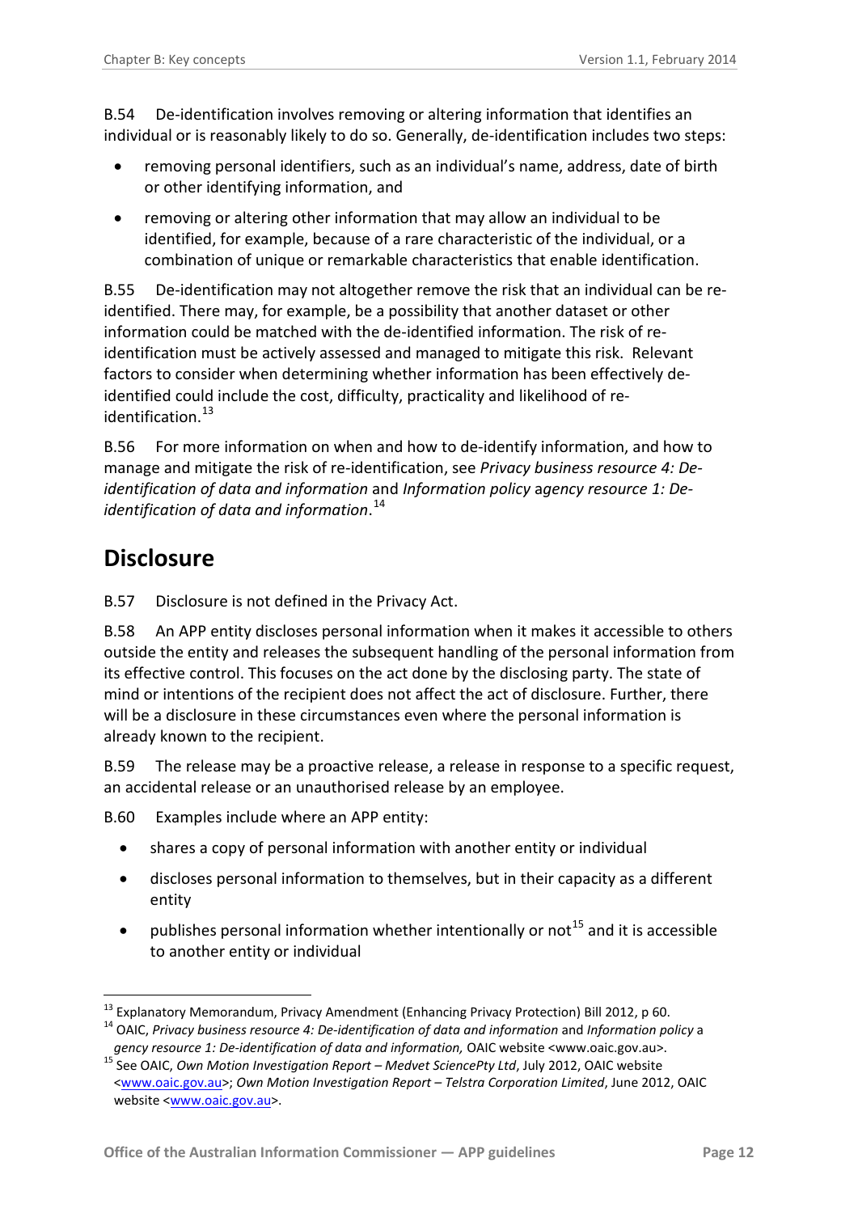B.54 De-identification involves removing or altering information that identifies an individual or is reasonably likely to do so. Generally, de-identification includes two steps:

- removing personal identifiers, such as an individual's name, address, date of birth or other identifying information, and
- removing or altering other information that may allow an individual to be identified, for example, because of a rare characteristic of the individual, or a combination of unique or remarkable characteristics that enable identification.

B.55 De-identification may not altogether remove the risk that an individual can be re-identified. There may, for example, be a possibility that another dataset or other information could be matched with the de-identified information. The risk of re-identification must be actively assessed and managed to mitigate this risk. Relevant factors to consider when determining whether information has been effectively de-identified could include the cost, difficulty, practicality and likelihood of re-identification.[13]

B.56 For more information on when and how to de-identify information, and how to manage and mitigate the risk of re-identification, see *Privacy business resource 4: De-identification of data and information* and *Information policy* a*gency resource 1: De-identification of data and information*.[14]

## Disclosure

B.57 Disclosure is not defined in the Privacy Act.

B.58 An APP entity discloses personal information when it makes it accessible to others outside the entity and releases the subsequent handling of the personal information from its effective control. This focuses on the act done by the disclosing party. The state of mind or intentions of the recipient does not affect the act of disclosure. Further, there will be a disclosure in these circumstances even where the personal information is already known to the recipient.

B.59 The release may be a proactive release, a release in response to a specific request, an accidental release or an unauthorised release by an employee.

B.60 Examples include where an APP entity:

- shares a copy of personal information with another entity or individual
- discloses personal information to themselves, but in their capacity as a different entity
- publishes personal information whether intentionally or not[15] and it is accessible to another entity or individual

---

[13] Explanatory Memorandum, Privacy Amendment (Enhancing Privacy Protection) Bill 2012, p 60.

[14] OAIC, *Privacy business resource 4: De-identification of data and information* and *Information policy* a*gency resource 1: De-identification of data and information,* OAIC website <www.oaic.gov.au>.

[15] See OAIC, *Own Motion Investigation Report – Medvet SciencePty Ltd*, July 2012, OAIC website <www.oaic.gov.au>; *Own Motion Investigation Report – Telstra Corporation Limited*, June 2012, OAIC website <www.oaic.gov.au>.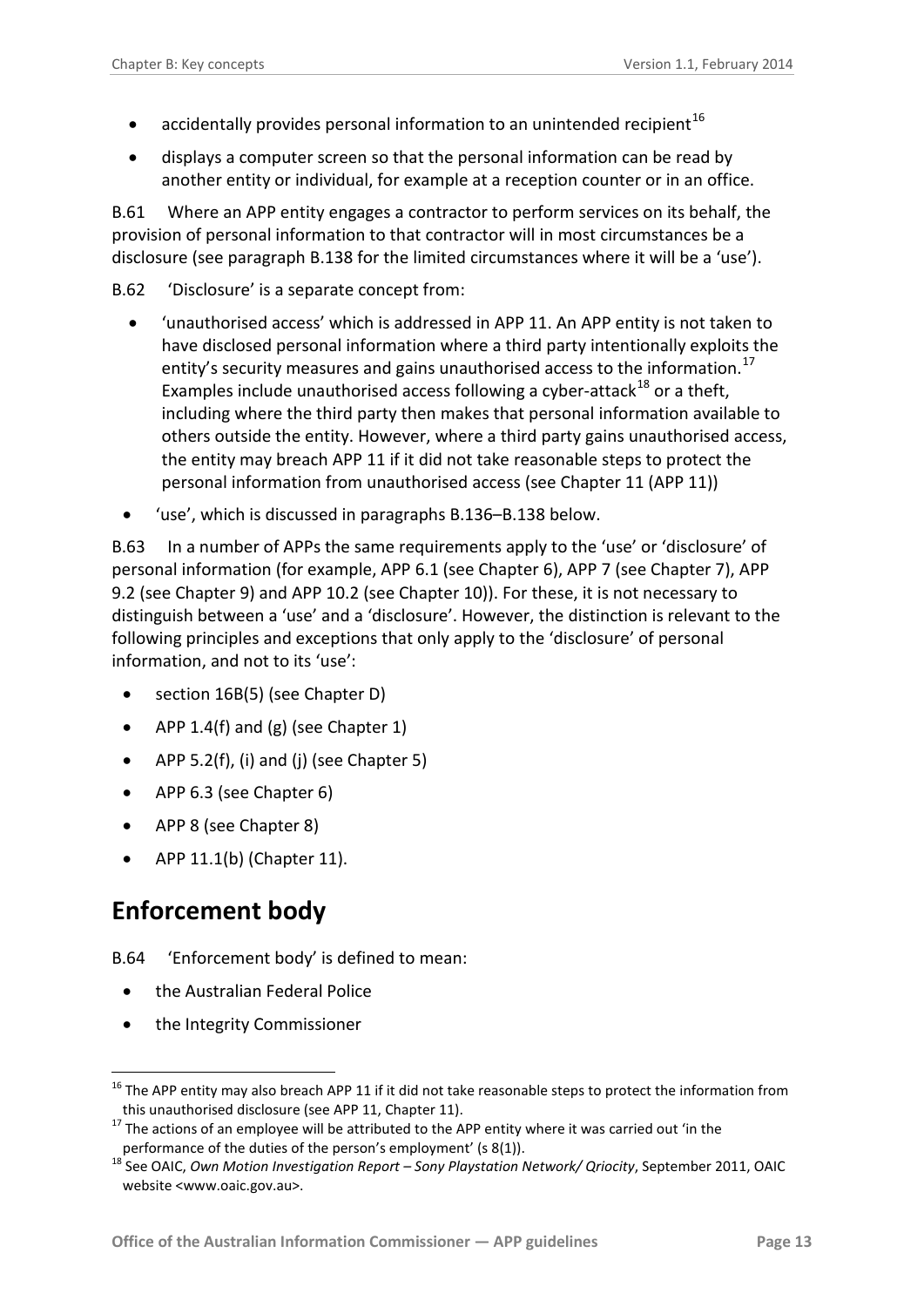- accidentally provides personal information to an unintended recipient[16]
- displays a computer screen so that the personal information can be read by another entity or individual, for example at a reception counter or in an office.

B.61 Where an APP entity engages a contractor to perform services on its behalf, the provision of personal information to that contractor will in most circumstances be a disclosure (see paragraph B.138 for the limited circumstances where it will be a 'use').

B.62 'Disclosure' is a separate concept from:

- 'unauthorised access' which is addressed in APP 11. An APP entity is not taken to have disclosed personal information where a third party intentionally exploits the entity's security measures and gains unauthorised access to the information.[17] Examples include unauthorised access following a cyber-attack[18] or a theft, including where the third party then makes that personal information available to others outside the entity. However, where a third party gains unauthorised access, the entity may breach APP 11 if it did not take reasonable steps to protect the personal information from unauthorised access (see Chapter 11 (APP 11))
- 'use', which is discussed in paragraphs B.136–B.138 below.

B.63 In a number of APPs the same requirements apply to the 'use' or 'disclosure' of personal information (for example, APP 6.1 (see Chapter 6), APP 7 (see Chapter 7), APP 9.2 (see Chapter 9) and APP 10.2 (see Chapter 10)). For these, it is not necessary to distinguish between a 'use' and a 'disclosure'. However, the distinction is relevant to the following principles and exceptions that only apply to the 'disclosure' of personal information, and not to its 'use':

- section 16B(5) (see Chapter D)
- APP 1.4(f) and (g) (see Chapter 1)
- APP 5.2(f), (i) and (j) (see Chapter 5)
- APP 6.3 (see Chapter 6)
- APP 8 (see Chapter 8)
- APP 11.1(b) (Chapter 11).

## Enforcement body

B.64 'Enforcement body' is defined to mean:

- the Australian Federal Police
- the Integrity Commissioner

---

[16] The APP entity may also breach APP 11 if it did not take reasonable steps to protect the information from this unauthorised disclosure (see APP 11, Chapter 11).

[17] The actions of an employee will be attributed to the APP entity where it was carried out 'in the performance of the duties of the person's employment' (s 8(1)).

[18] See OAIC, *Own Motion Investigation Report – Sony Playstation Network/ Qriocity*, September 2011, OAIC website <www.oaic.gov.au>.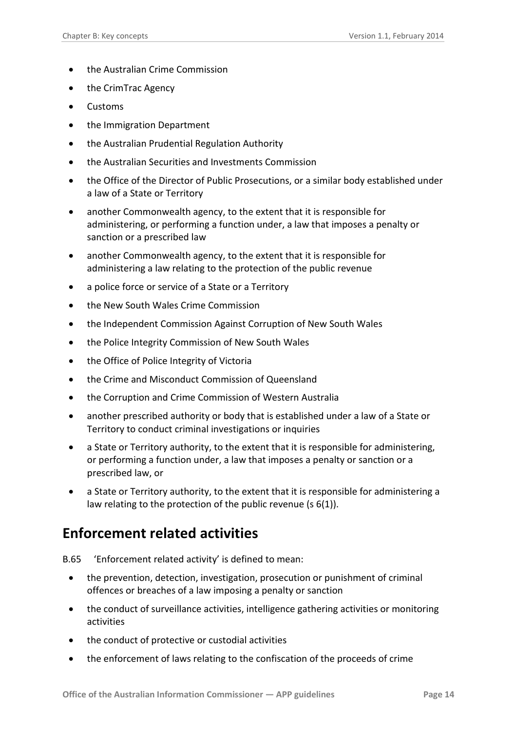- the Australian Crime Commission
- the CrimTrac Agency
- Customs
- the Immigration Department
- the Australian Prudential Regulation Authority
- the Australian Securities and Investments Commission
- the Office of the Director of Public Prosecutions, or a similar body established under a law of a State or Territory
- another Commonwealth agency, to the extent that it is responsible for administering, or performing a function under, a law that imposes a penalty or sanction or a prescribed law
- another Commonwealth agency, to the extent that it is responsible for administering a law relating to the protection of the public revenue
- a police force or service of a State or a Territory
- the New South Wales Crime Commission
- the Independent Commission Against Corruption of New South Wales
- the Police Integrity Commission of New South Wales
- the Office of Police Integrity of Victoria
- the Crime and Misconduct Commission of Queensland
- the Corruption and Crime Commission of Western Australia
- another prescribed authority or body that is established under a law of a State or Territory to conduct criminal investigations or inquiries
- a State or Territory authority, to the extent that it is responsible for administering, or performing a function under, a law that imposes a penalty or sanction or a prescribed law, or
- a State or Territory authority, to the extent that it is responsible for administering a law relating to the protection of the public revenue (s 6(1)).

## Enforcement related activities

B.65 'Enforcement related activity' is defined to mean:

- the prevention, detection, investigation, prosecution or punishment of criminal offences or breaches of a law imposing a penalty or sanction
- the conduct of surveillance activities, intelligence gathering activities or monitoring activities
- the conduct of protective or custodial activities
- the enforcement of laws relating to the confiscation of the proceeds of crime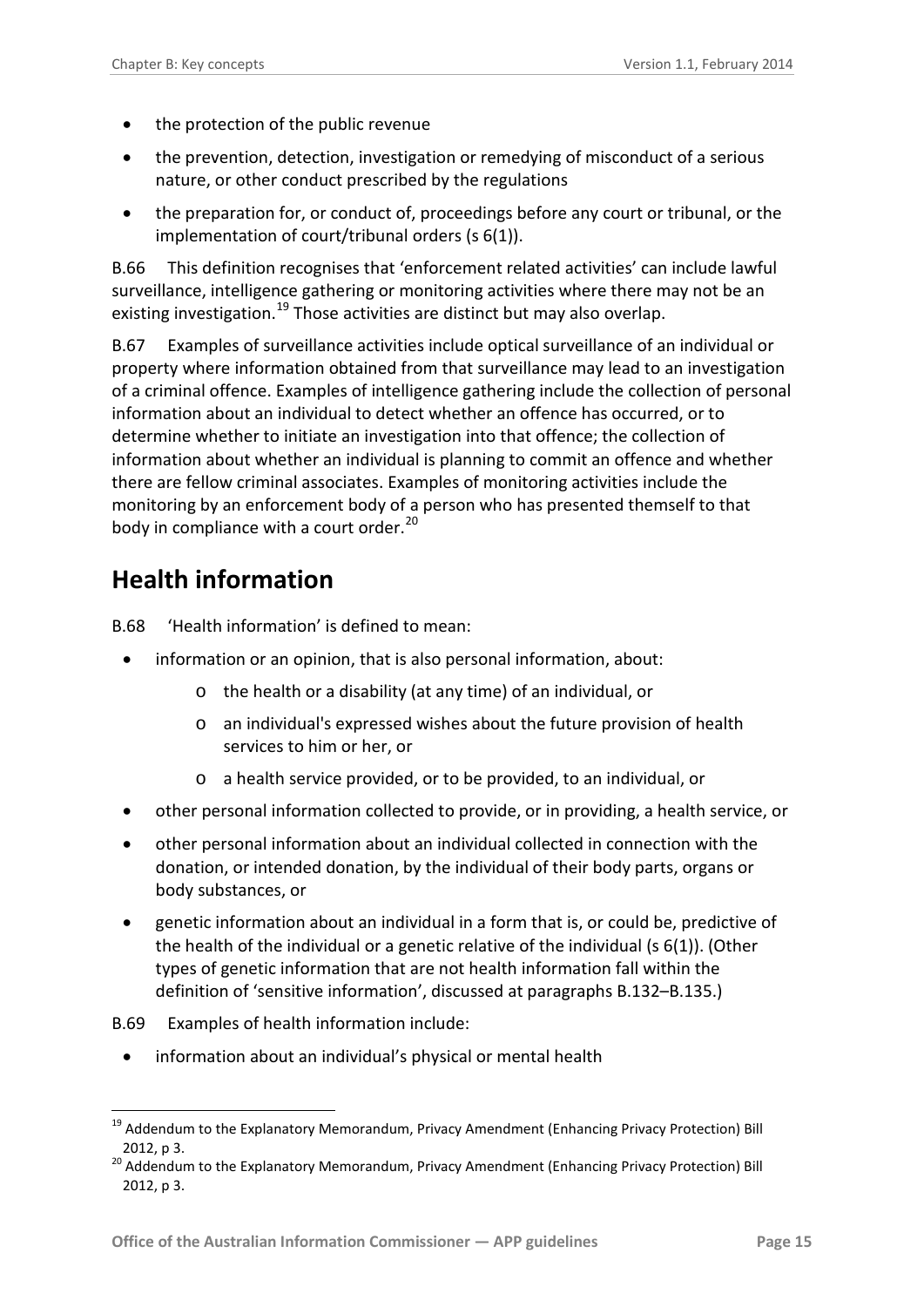- the protection of the public revenue
- the prevention, detection, investigation or remedying of misconduct of a serious nature, or other conduct prescribed by the regulations
- the preparation for, or conduct of, proceedings before any court or tribunal, or the implementation of court/tribunal orders (s 6(1)).

B.66 This definition recognises that 'enforcement related activities' can include lawful surveillance, intelligence gathering or monitoring activities where there may not be an existing investigation.[19] Those activities are distinct but may also overlap.

B.67 Examples of surveillance activities include optical surveillance of an individual or property where information obtained from that surveillance may lead to an investigation of a criminal offence. Examples of intelligence gathering include the collection of personal information about an individual to detect whether an offence has occurred, or to determine whether to initiate an investigation into that offence; the collection of information about whether an individual is planning to commit an offence and whether there are fellow criminal associates. Examples of monitoring activities include the monitoring by an enforcement body of a person who has presented themself to that body in compliance with a court order.[20]

## Health information

B.68 'Health information' is defined to mean:

- information or an opinion, that is also personal information, about:
  - the health or a disability (at any time) of an individual, or
  - an individual's expressed wishes about the future provision of health services to him or her, or
  - a health service provided, or to be provided, to an individual, or
- other personal information collected to provide, or in providing, a health service, or
- other personal information about an individual collected in connection with the donation, or intended donation, by the individual of their body parts, organs or body substances, or
- genetic information about an individual in a form that is, or could be, predictive of the health of the individual or a genetic relative of the individual (s 6(1)). (Other types of genetic information that are not health information fall within the definition of 'sensitive information', discussed at paragraphs B.132–B.135.)

B.69 Examples of health information include:

- information about an individual's physical or mental health

---

[19] Addendum to the Explanatory Memorandum, Privacy Amendment (Enhancing Privacy Protection) Bill 2012, p 3.

[20] Addendum to the Explanatory Memorandum, Privacy Amendment (Enhancing Privacy Protection) Bill 2012, p 3.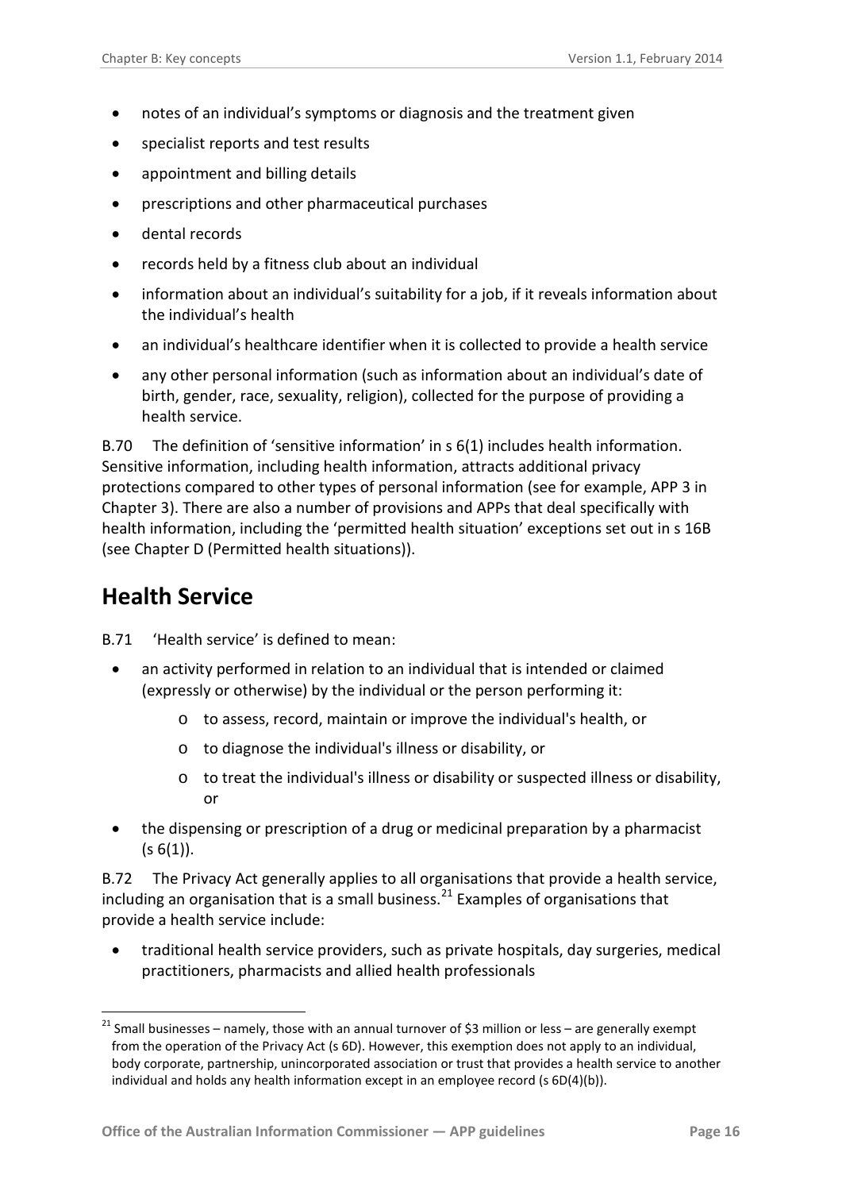- notes of an individual's symptoms or diagnosis and the treatment given
- specialist reports and test results
- appointment and billing details
- prescriptions and other pharmaceutical purchases
- dental records
- records held by a fitness club about an individual
- information about an individual's suitability for a job, if it reveals information about the individual's health
- an individual's healthcare identifier when it is collected to provide a health service
- any other personal information (such as information about an individual's date of birth, gender, race, sexuality, religion), collected for the purpose of providing a health service.

B.70 The definition of 'sensitive information' in s 6(1) includes health information. Sensitive information, including health information, attracts additional privacy protections compared to other types of personal information (see for example, APP 3 in Chapter 3). There are also a number of provisions and APPs that deal specifically with health information, including the 'permitted health situation' exceptions set out in s 16B (see Chapter D (Permitted health situations)).

## Health Service

B.71 'Health service' is defined to mean:

- an activity performed in relation to an individual that is intended or claimed (expressly or otherwise) by the individual or the person performing it:
  - to assess, record, maintain or improve the individual's health, or
  - to diagnose the individual's illness or disability, or
  - to treat the individual's illness or disability or suspected illness or disability, or
- the dispensing or prescription of a drug or medicinal preparation by a pharmacist (s 6(1)).

B.72 The Privacy Act generally applies to all organisations that provide a health service, including an organisation that is a small business.[21] Examples of organisations that provide a health service include:

- traditional health service providers, such as private hospitals, day surgeries, medical practitioners, pharmacists and allied health professionals

[21] Small businesses – namely, those with an annual turnover of $3 million or less – are generally exempt from the operation of the Privacy Act (s 6D). However, this exemption does not apply to an individual, body corporate, partnership, unincorporated association or trust that provides a health service to another individual and holds any health information except in an employee record (s 6D(4)(b)).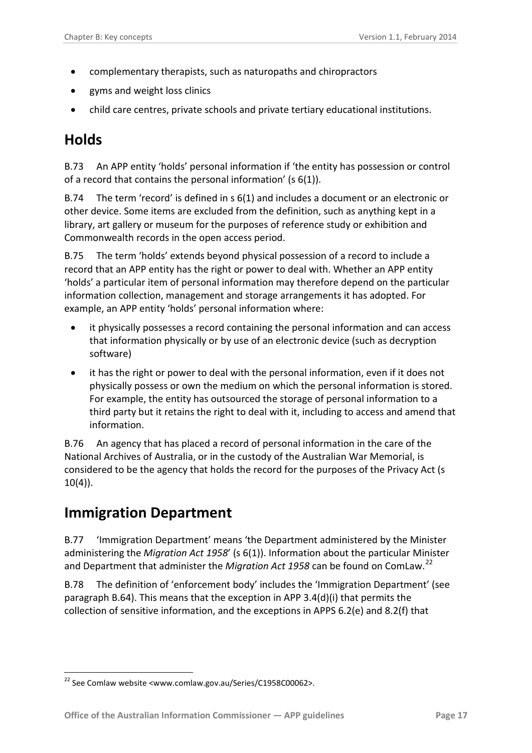- complementary therapists, such as naturopaths and chiropractors
- gyms and weight loss clinics
- child care centres, private schools and private tertiary educational institutions.

## Holds

B.73 An APP entity 'holds' personal information if 'the entity has possession or control of a record that contains the personal information' (s 6(1)).

B.74 The term 'record' is defined in s 6(1) and includes a document or an electronic or other device. Some items are excluded from the definition, such as anything kept in a library, art gallery or museum for the purposes of reference study or exhibition and Commonwealth records in the open access period.

B.75 The term 'holds' extends beyond physical possession of a record to include a record that an APP entity has the right or power to deal with. Whether an APP entity 'holds' a particular item of personal information may therefore depend on the particular information collection, management and storage arrangements it has adopted. For example, an APP entity 'holds' personal information where:

- it physically possesses a record containing the personal information and can access that information physically or by use of an electronic device (such as decryption software)
- it has the right or power to deal with the personal information, even if it does not physically possess or own the medium on which the personal information is stored. For example, the entity has outsourced the storage of personal information to a third party but it retains the right to deal with it, including to access and amend that information.

B.76 An agency that has placed a record of personal information in the care of the National Archives of Australia, or in the custody of the Australian War Memorial, is considered to be the agency that holds the record for the purposes of the Privacy Act (s 10(4)).

## Immigration Department

B.77 'Immigration Department' means 'the Department administered by the Minister administering the *Migration Act 1958*' (s 6(1)). Information about the particular Minister and Department that administer the *Migration Act 1958* can be found on ComLaw.[22]

B.78 The definition of 'enforcement body' includes the 'Immigration Department' (see paragraph B.64). This means that the exception in APP 3.4(d)(i) that permits the collection of sensitive information, and the exceptions in APPS 6.2(e) and 8.2(f) that

[22] See Comlaw website <www.comlaw.gov.au/Series/C1958C00062>.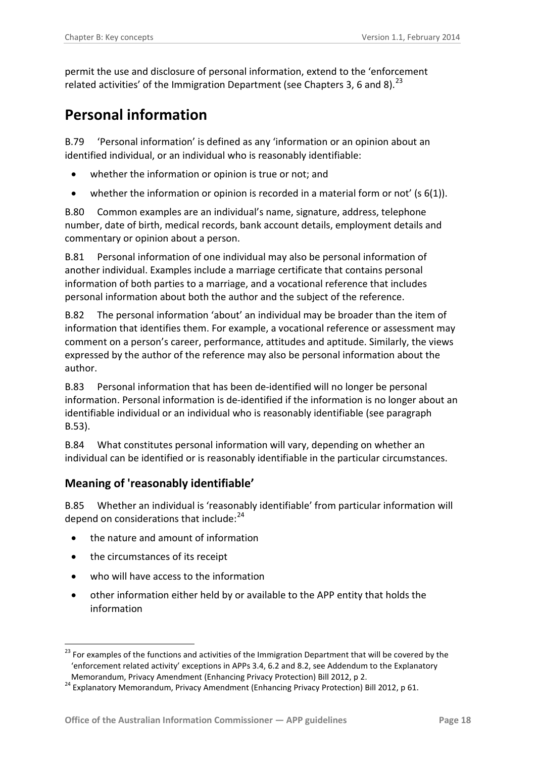permit the use and disclosure of personal information, extend to the 'enforcement related activities' of the Immigration Department (see Chapters 3, 6 and 8).[23]

# Personal information

B.79 'Personal information' is defined as any 'information or an opinion about an identified individual, or an individual who is reasonably identifiable:

- whether the information or opinion is true or not; and
- whether the information or opinion is recorded in a material form or not' (s 6(1)).

B.80 Common examples are an individual's name, signature, address, telephone number, date of birth, medical records, bank account details, employment details and commentary or opinion about a person.

B.81 Personal information of one individual may also be personal information of another individual. Examples include a marriage certificate that contains personal information of both parties to a marriage, and a vocational reference that includes personal information about both the author and the subject of the reference.

B.82 The personal information 'about' an individual may be broader than the item of information that identifies them. For example, a vocational reference or assessment may comment on a person's career, performance, attitudes and aptitude. Similarly, the views expressed by the author of the reference may also be personal information about the author.

B.83 Personal information that has been de-identified will no longer be personal information. Personal information is de-identified if the information is no longer about an identifiable individual or an individual who is reasonably identifiable (see paragraph B.53).

B.84 What constitutes personal information will vary, depending on whether an individual can be identified or is reasonably identifiable in the particular circumstances.

## Meaning of 'reasonably identifiable'

B.85 Whether an individual is 'reasonably identifiable' from particular information will depend on considerations that include:[24]

- the nature and amount of information
- the circumstances of its receipt
- who will have access to the information
- other information either held by or available to the APP entity that holds the information

---

[23] For examples of the functions and activities of the Immigration Department that will be covered by the 'enforcement related activity' exceptions in APPs 3.4, 6.2 and 8.2, see Addendum to the Explanatory Memorandum, Privacy Amendment (Enhancing Privacy Protection) Bill 2012, p 2.

[24] Explanatory Memorandum, Privacy Amendment (Enhancing Privacy Protection) Bill 2012, p 61.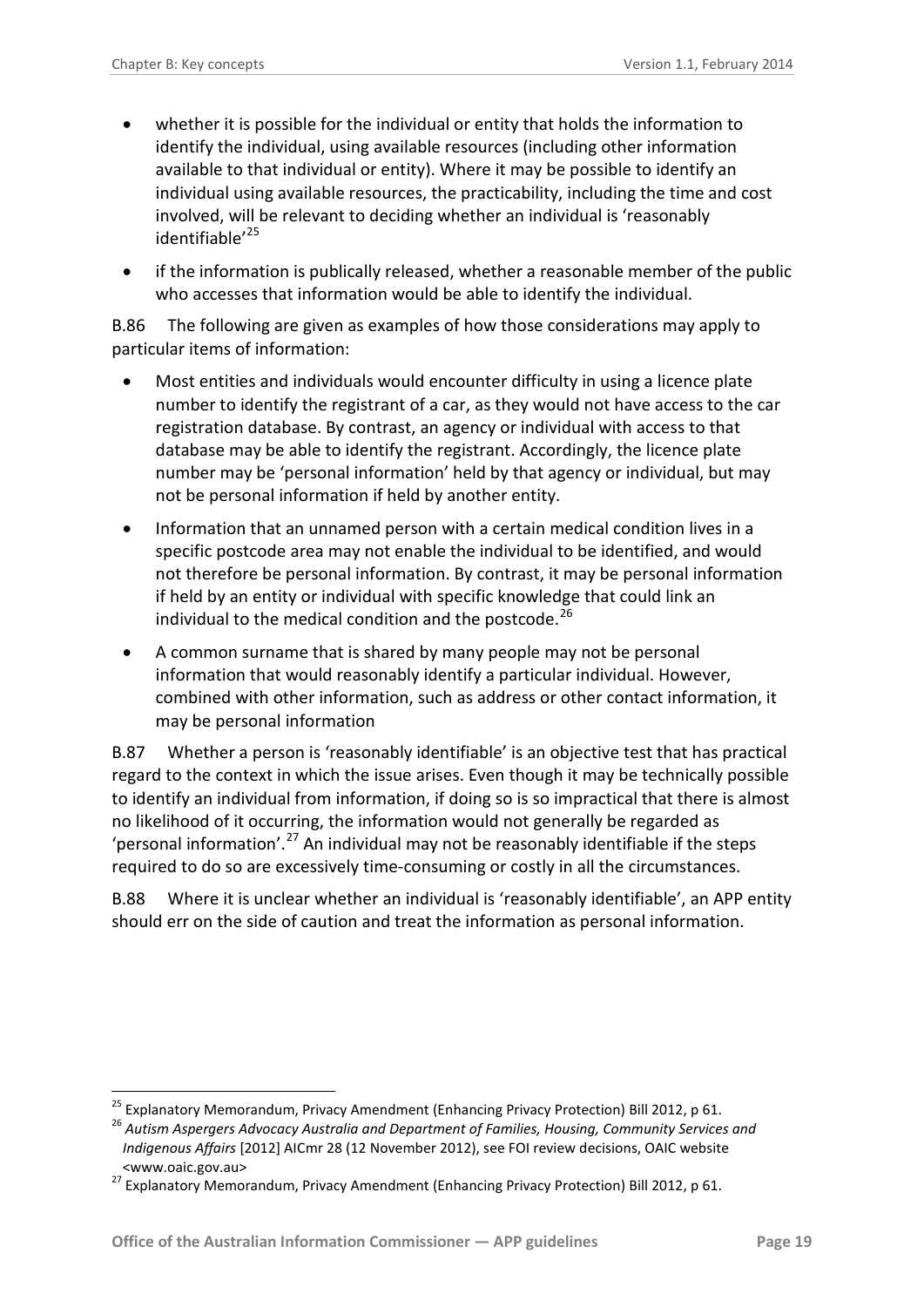- whether it is possible for the individual or entity that holds the information to identify the individual, using available resources (including other information available to that individual or entity). Where it may be possible to identify an individual using available resources, the practicability, including the time and cost involved, will be relevant to deciding whether an individual is 'reasonably identifiable'[25]
- if the information is publically released, whether a reasonable member of the public who accesses that information would be able to identify the individual.

B.86 The following are given as examples of how those considerations may apply to particular items of information:

- Most entities and individuals would encounter difficulty in using a licence plate number to identify the registrant of a car, as they would not have access to the car registration database. By contrast, an agency or individual with access to that database may be able to identify the registrant. Accordingly, the licence plate number may be 'personal information' held by that agency or individual, but may not be personal information if held by another entity.
- Information that an unnamed person with a certain medical condition lives in a specific postcode area may not enable the individual to be identified, and would not therefore be personal information. By contrast, it may be personal information if held by an entity or individual with specific knowledge that could link an individual to the medical condition and the postcode.[26]
- A common surname that is shared by many people may not be personal information that would reasonably identify a particular individual. However, combined with other information, such as address or other contact information, it may be personal information

B.87 Whether a person is 'reasonably identifiable' is an objective test that has practical regard to the context in which the issue arises. Even though it may be technically possible to identify an individual from information, if doing so is so impractical that there is almost no likelihood of it occurring, the information would not generally be regarded as 'personal information'.[27] An individual may not be reasonably identifiable if the steps required to do so are excessively time-consuming or costly in all the circumstances.

B.88 Where it is unclear whether an individual is 'reasonably identifiable', an APP entity should err on the side of caution and treat the information as personal information.

---

[25] Explanatory Memorandum, Privacy Amendment (Enhancing Privacy Protection) Bill 2012, p 61.

[26] *Autism Aspergers Advocacy Australia and Department of Families, Housing, Community Services and Indigenous Affairs* [2012] AICmr 28 (12 November 2012), see FOI review decisions, OAIC website <www.oaic.gov.au>

[27] Explanatory Memorandum, Privacy Amendment (Enhancing Privacy Protection) Bill 2012, p 61.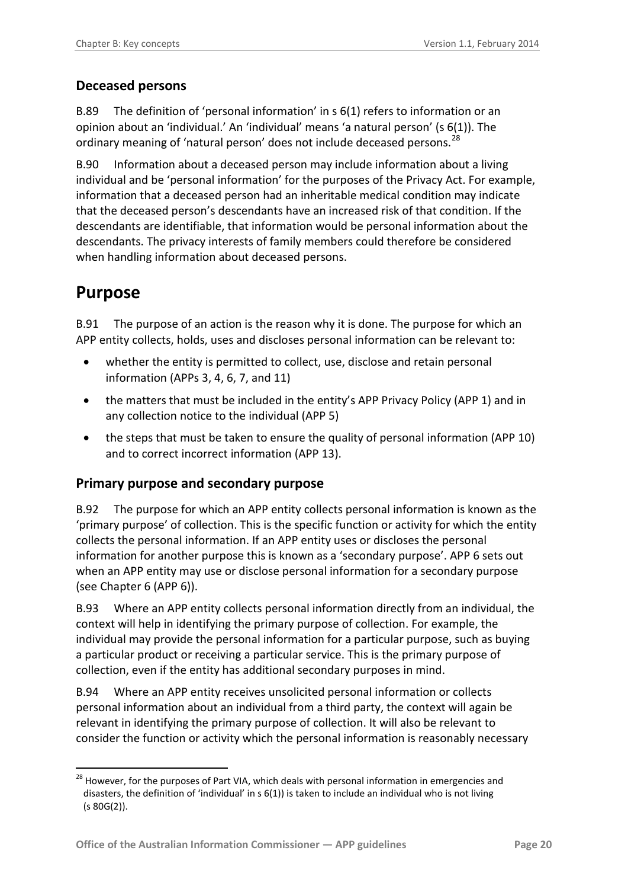## Deceased persons

B.89 The definition of 'personal information' in s 6(1) refers to information or an opinion about an 'individual.' An 'individual' means 'a natural person' (s 6(1)). The ordinary meaning of 'natural person' does not include deceased persons.[28]

B.90 Information about a deceased person may include information about a living individual and be 'personal information' for the purposes of the Privacy Act. For example, information that a deceased person had an inheritable medical condition may indicate that the deceased person's descendants have an increased risk of that condition. If the descendants are identifiable, that information would be personal information about the descendants. The privacy interests of family members could therefore be considered when handling information about deceased persons.

# Purpose

B.91 The purpose of an action is the reason why it is done. The purpose for which an APP entity collects, holds, uses and discloses personal information can be relevant to:

- whether the entity is permitted to collect, use, disclose and retain personal information (APPs 3, 4, 6, 7, and 11)
- the matters that must be included in the entity's APP Privacy Policy (APP 1) and in any collection notice to the individual (APP 5)
- the steps that must be taken to ensure the quality of personal information (APP 10) and to correct incorrect information (APP 13).

## Primary purpose and secondary purpose

B.92 The purpose for which an APP entity collects personal information is known as the 'primary purpose' of collection. This is the specific function or activity for which the entity collects the personal information. If an APP entity uses or discloses the personal information for another purpose this is known as a 'secondary purpose'. APP 6 sets out when an APP entity may use or disclose personal information for a secondary purpose (see Chapter 6 (APP 6)).

B.93 Where an APP entity collects personal information directly from an individual, the context will help in identifying the primary purpose of collection. For example, the individual may provide the personal information for a particular purpose, such as buying a particular product or receiving a particular service. This is the primary purpose of collection, even if the entity has additional secondary purposes in mind.

B.94 Where an APP entity receives unsolicited personal information or collects personal information about an individual from a third party, the context will again be relevant in identifying the primary purpose of collection. It will also be relevant to consider the function or activity which the personal information is reasonably necessary

[28] However, for the purposes of Part VIA, which deals with personal information in emergencies and disasters, the definition of 'individual' in s 6(1)) is taken to include an individual who is not living (s 80G(2)).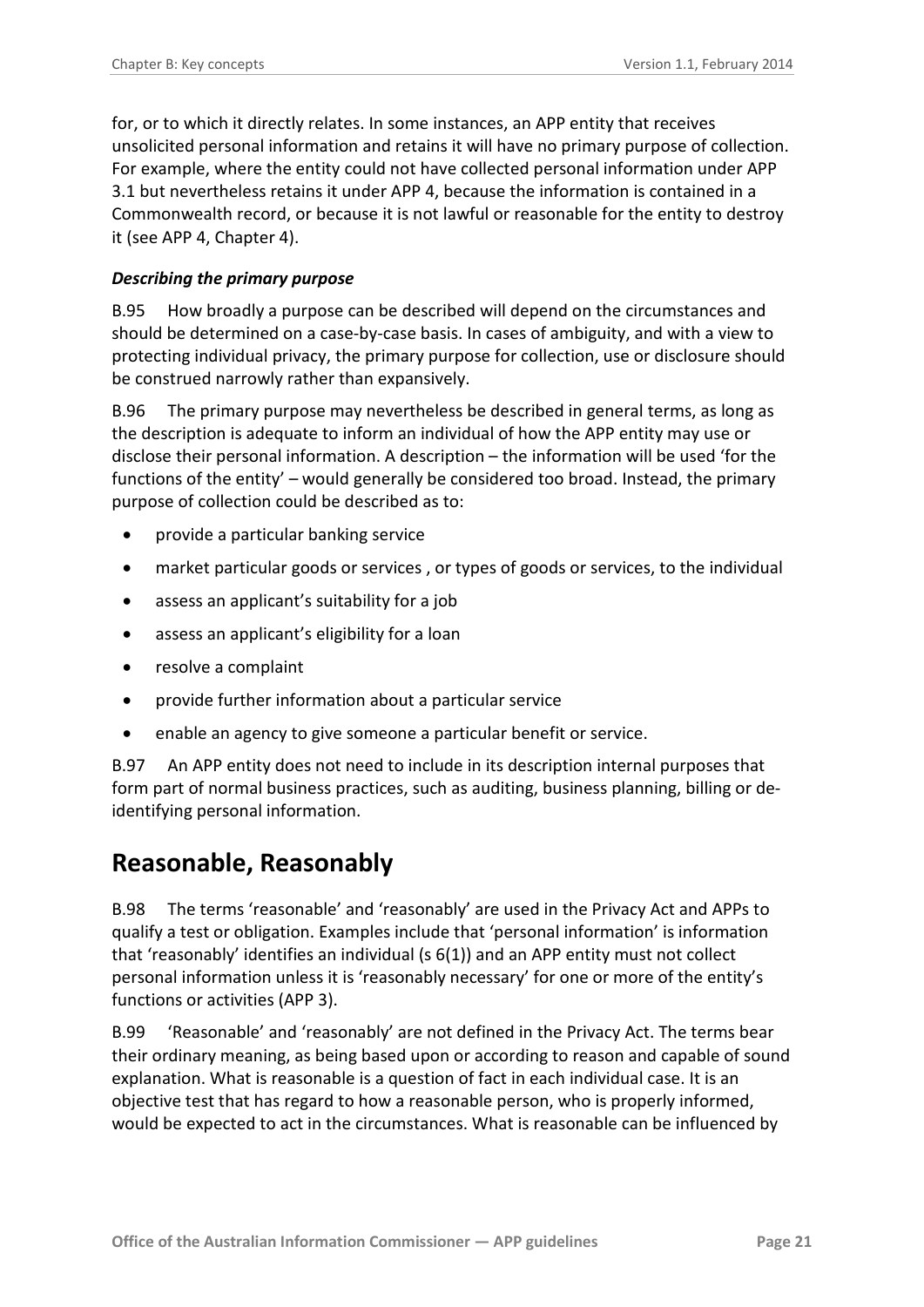for, or to which it directly relates. In some instances, an APP entity that receives unsolicited personal information and retains it will have no primary purpose of collection. For example, where the entity could not have collected personal information under APP 3.1 but nevertheless retains it under APP 4, because the information is contained in a Commonwealth record, or because it is not lawful or reasonable for the entity to destroy it (see APP 4, Chapter 4).

### *Describing the primary purpose*

B.95 How broadly a purpose can be described will depend on the circumstances and should be determined on a case-by-case basis. In cases of ambiguity, and with a view to protecting individual privacy, the primary purpose for collection, use or disclosure should be construed narrowly rather than expansively.

B.96 The primary purpose may nevertheless be described in general terms, as long as the description is adequate to inform an individual of how the APP entity may use or disclose their personal information. A description – the information will be used 'for the functions of the entity' – would generally be considered too broad. Instead, the primary purpose of collection could be described as to:

- provide a particular banking service
- market particular goods or services , or types of goods or services, to the individual
- assess an applicant's suitability for a job
- assess an applicant's eligibility for a loan
- resolve a complaint
- provide further information about a particular service
- enable an agency to give someone a particular benefit or service.

B.97 An APP entity does not need to include in its description internal purposes that form part of normal business practices, such as auditing, business planning, billing or de-identifying personal information.

## Reasonable, Reasonably

B.98 The terms 'reasonable' and 'reasonably' are used in the Privacy Act and APPs to qualify a test or obligation. Examples include that 'personal information' is information that 'reasonably' identifies an individual (s 6(1)) and an APP entity must not collect personal information unless it is 'reasonably necessary' for one or more of the entity's functions or activities (APP 3).

B.99 'Reasonable' and 'reasonably' are not defined in the Privacy Act. The terms bear their ordinary meaning, as being based upon or according to reason and capable of sound explanation. What is reasonable is a question of fact in each individual case. It is an objective test that has regard to how a reasonable person, who is properly informed, would be expected to act in the circumstances. What is reasonable can be influenced by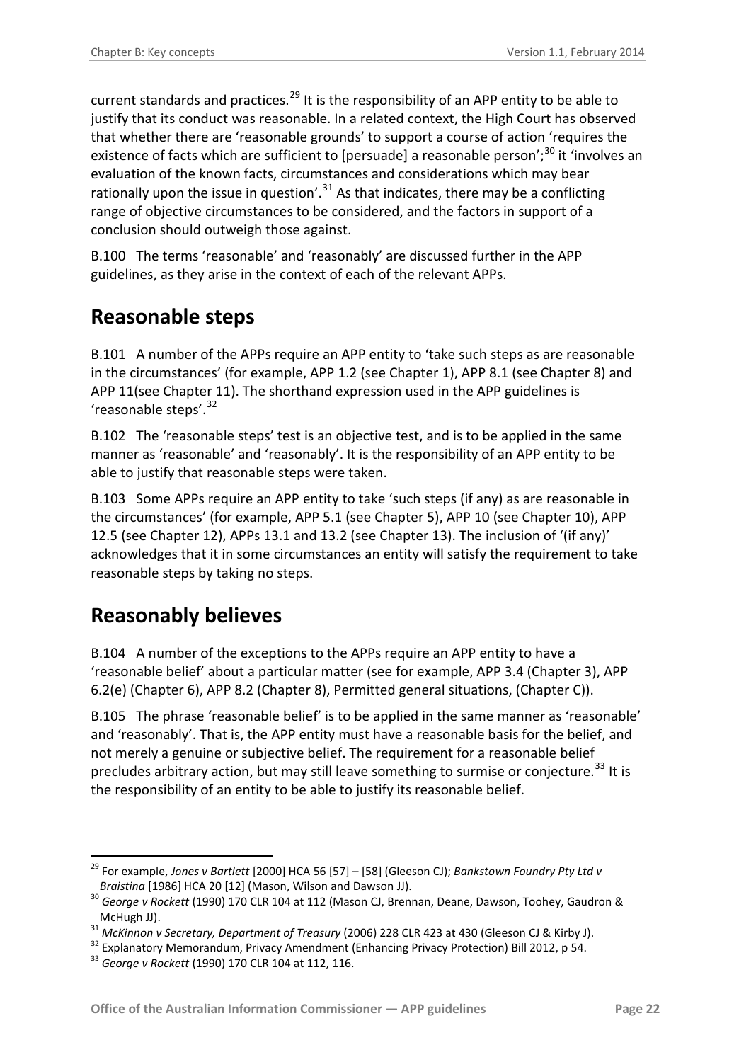current standards and practices.[29] It is the responsibility of an APP entity to be able to justify that its conduct was reasonable. In a related context, the High Court has observed that whether there are 'reasonable grounds' to support a course of action 'requires the existence of facts which are sufficient to [persuade] a reasonable person';[30] it 'involves an evaluation of the known facts, circumstances and considerations which may bear rationally upon the issue in question'.[31] As that indicates, there may be a conflicting range of objective circumstances to be considered, and the factors in support of a conclusion should outweigh those against.

B.100 The terms 'reasonable' and 'reasonably' are discussed further in the APP guidelines, as they arise in the context of each of the relevant APPs.

## Reasonable steps

B.101 A number of the APPs require an APP entity to 'take such steps as are reasonable in the circumstances' (for example, APP 1.2 (see Chapter 1), APP 8.1 (see Chapter 8) and APP 11(see Chapter 11). The shorthand expression used in the APP guidelines is 'reasonable steps'.[32]

B.102 The 'reasonable steps' test is an objective test, and is to be applied in the same manner as 'reasonable' and 'reasonably'. It is the responsibility of an APP entity to be able to justify that reasonable steps were taken.

B.103 Some APPs require an APP entity to take 'such steps (if any) as are reasonable in the circumstances' (for example, APP 5.1 (see Chapter 5), APP 10 (see Chapter 10), APP 12.5 (see Chapter 12), APPs 13.1 and 13.2 (see Chapter 13). The inclusion of '(if any)' acknowledges that it in some circumstances an entity will satisfy the requirement to take reasonable steps by taking no steps.

## Reasonably believes

B.104 A number of the exceptions to the APPs require an APP entity to have a 'reasonable belief' about a particular matter (see for example, APP 3.4 (Chapter 3), APP 6.2(e) (Chapter 6), APP 8.2 (Chapter 8), Permitted general situations, (Chapter C)).

B.105 The phrase 'reasonable belief' is to be applied in the same manner as 'reasonable' and 'reasonably'. That is, the APP entity must have a reasonable basis for the belief, and not merely a genuine or subjective belief. The requirement for a reasonable belief precludes arbitrary action, but may still leave something to surmise or conjecture.[33] It is the responsibility of an entity to be able to justify its reasonable belief.

---

[29] For example, *Jones v Bartlett* [2000] HCA 56 [57] – [58] (Gleeson CJ); *Bankstown Foundry Pty Ltd v Braistina* [1986] HCA 20 [12] (Mason, Wilson and Dawson JJ).

[30] *George v Rockett* (1990) 170 CLR 104 at 112 (Mason CJ, Brennan, Deane, Dawson, Toohey, Gaudron & McHugh JJ).

[31] *McKinnon v Secretary, Department of Treasury* (2006) 228 CLR 423 at 430 (Gleeson CJ & Kirby J).

[32] Explanatory Memorandum, Privacy Amendment (Enhancing Privacy Protection) Bill 2012, p 54.

[33] *George v Rockett* (1990) 170 CLR 104 at 112, 116.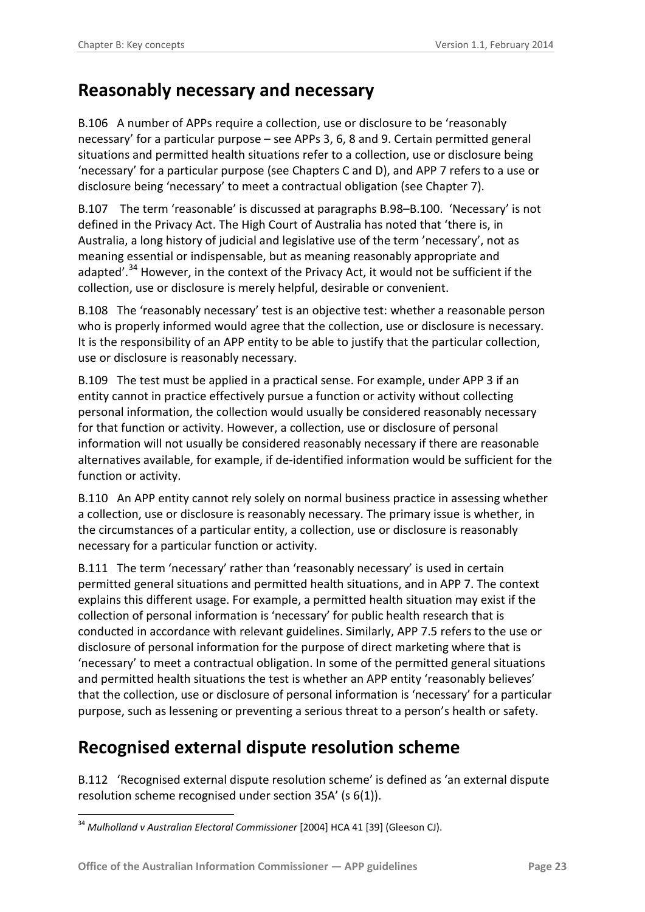## Reasonably necessary and necessary

B.106 A number of APPs require a collection, use or disclosure to be 'reasonably necessary' for a particular purpose – see APPs 3, 6, 8 and 9. Certain permitted general situations and permitted health situations refer to a collection, use or disclosure being 'necessary' for a particular purpose (see Chapters C and D), and APP 7 refers to a use or disclosure being 'necessary' to meet a contractual obligation (see Chapter 7).

B.107 The term 'reasonable' is discussed at paragraphs B.98–B.100. 'Necessary' is not defined in the Privacy Act. The High Court of Australia has noted that 'there is, in Australia, a long history of judicial and legislative use of the term 'necessary', not as meaning essential or indispensable, but as meaning reasonably appropriate and adapted'.[34] However, in the context of the Privacy Act, it would not be sufficient if the collection, use or disclosure is merely helpful, desirable or convenient.

B.108 The 'reasonably necessary' test is an objective test: whether a reasonable person who is properly informed would agree that the collection, use or disclosure is necessary. It is the responsibility of an APP entity to be able to justify that the particular collection, use or disclosure is reasonably necessary.

B.109 The test must be applied in a practical sense. For example, under APP 3 if an entity cannot in practice effectively pursue a function or activity without collecting personal information, the collection would usually be considered reasonably necessary for that function or activity. However, a collection, use or disclosure of personal information will not usually be considered reasonably necessary if there are reasonable alternatives available, for example, if de-identified information would be sufficient for the function or activity.

B.110 An APP entity cannot rely solely on normal business practice in assessing whether a collection, use or disclosure is reasonably necessary. The primary issue is whether, in the circumstances of a particular entity, a collection, use or disclosure is reasonably necessary for a particular function or activity.

B.111 The term 'necessary' rather than 'reasonably necessary' is used in certain permitted general situations and permitted health situations, and in APP 7. The context explains this different usage. For example, a permitted health situation may exist if the collection of personal information is 'necessary' for public health research that is conducted in accordance with relevant guidelines. Similarly, APP 7.5 refers to the use or disclosure of personal information for the purpose of direct marketing where that is 'necessary' to meet a contractual obligation. In some of the permitted general situations and permitted health situations the test is whether an APP entity 'reasonably believes' that the collection, use or disclosure of personal information is 'necessary' for a particular purpose, such as lessening or preventing a serious threat to a person's health or safety.

## Recognised external dispute resolution scheme

B.112 'Recognised external dispute resolution scheme' is defined as 'an external dispute resolution scheme recognised under section 35A' (s 6(1)).

---

[34] *Mulholland v Australian Electoral Commissioner* [2004] HCA 41 [39] (Gleeson CJ).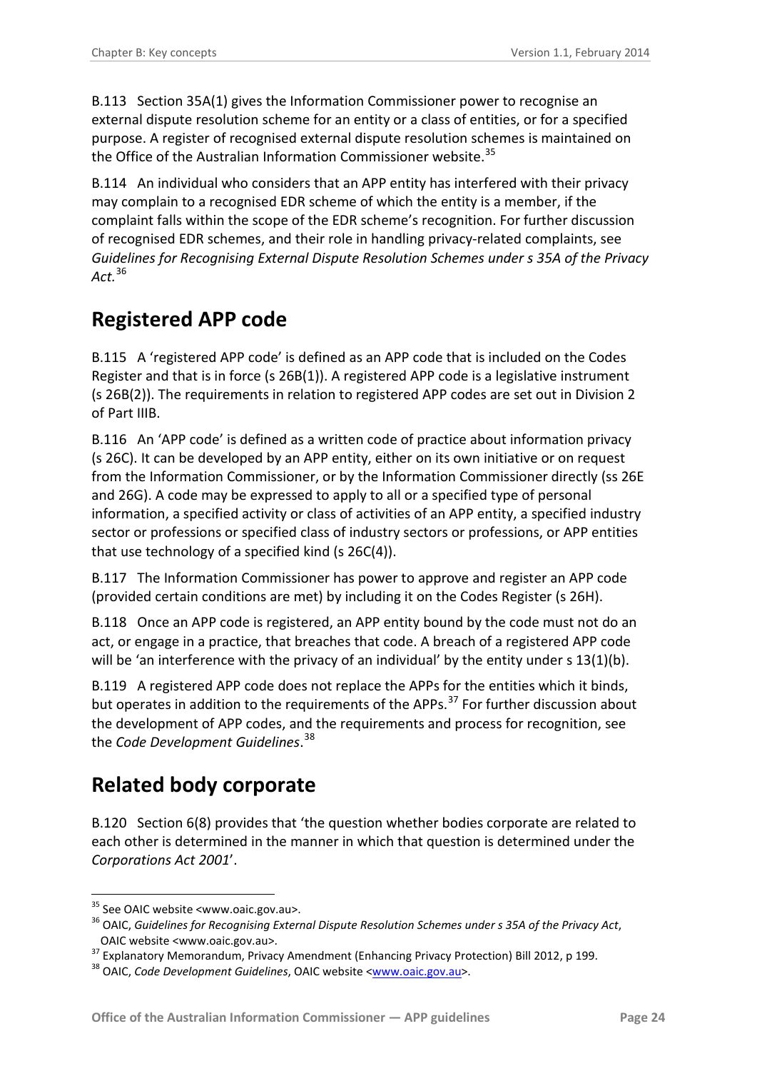B.113 Section 35A(1) gives the Information Commissioner power to recognise an external dispute resolution scheme for an entity or a class of entities, or for a specified purpose. A register of recognised external dispute resolution schemes is maintained on the Office of the Australian Information Commissioner website.[35]

B.114 An individual who considers that an APP entity has interfered with their privacy may complain to a recognised EDR scheme of which the entity is a member, if the complaint falls within the scope of the EDR scheme's recognition. For further discussion of recognised EDR schemes, and their role in handling privacy-related complaints, see *Guidelines for Recognising External Dispute Resolution Schemes under s 35A of the Privacy Act.*[36]

## Registered APP code

B.115 A 'registered APP code' is defined as an APP code that is included on the Codes Register and that is in force (s 26B(1)). A registered APP code is a legislative instrument (s 26B(2)). The requirements in relation to registered APP codes are set out in Division 2 of Part IIIB.

B.116 An 'APP code' is defined as a written code of practice about information privacy (s 26C). It can be developed by an APP entity, either on its own initiative or on request from the Information Commissioner, or by the Information Commissioner directly (ss 26E and 26G). A code may be expressed to apply to all or a specified type of personal information, a specified activity or class of activities of an APP entity, a specified industry sector or professions or specified class of industry sectors or professions, or APP entities that use technology of a specified kind (s 26C(4)).

B.117 The Information Commissioner has power to approve and register an APP code (provided certain conditions are met) by including it on the Codes Register (s 26H).

B.118 Once an APP code is registered, an APP entity bound by the code must not do an act, or engage in a practice, that breaches that code. A breach of a registered APP code will be 'an interference with the privacy of an individual' by the entity under s 13(1)(b).

B.119 A registered APP code does not replace the APPs for the entities which it binds, but operates in addition to the requirements of the APPs.[37] For further discussion about the development of APP codes, and the requirements and process for recognition, see the *Code Development Guidelines*.[38]

## Related body corporate

B.120 Section 6(8) provides that 'the question whether bodies corporate are related to each other is determined in the manner in which that question is determined under the *Corporations Act 2001*'.

---

[35] See OAIC website <www.oaic.gov.au>.

[36] OAIC, *Guidelines for Recognising External Dispute Resolution Schemes under s 35A of the Privacy Act*, OAIC website <www.oaic.gov.au>.

[37] Explanatory Memorandum, Privacy Amendment (Enhancing Privacy Protection) Bill 2012, p 199.

[38] OAIC, *Code Development Guidelines*, OAIC website <www.oaic.gov.au>.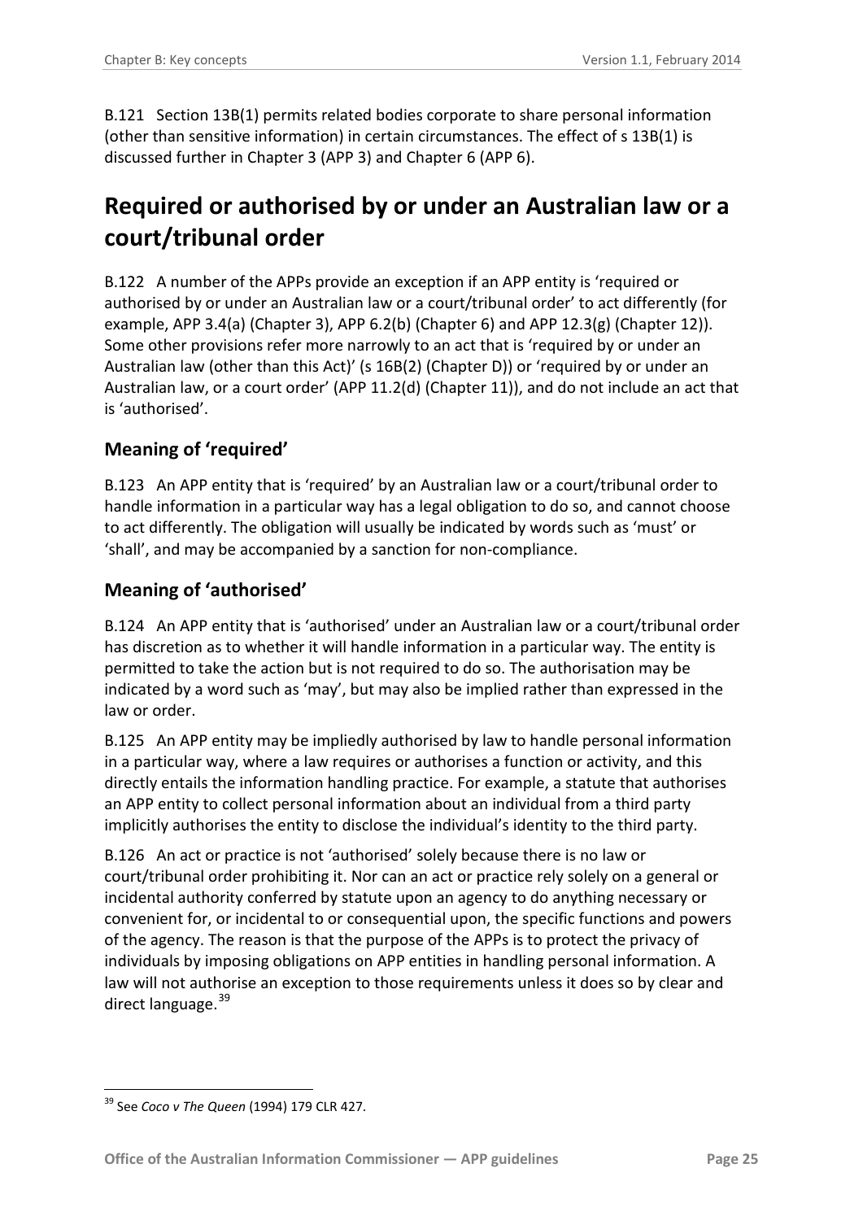B.121 Section 13B(1) permits related bodies corporate to share personal information (other than sensitive information) in certain circumstances. The effect of s 13B(1) is discussed further in Chapter 3 (APP 3) and Chapter 6 (APP 6).

# Required or authorised by or under an Australian law or a court/tribunal order

B.122 A number of the APPs provide an exception if an APP entity is 'required or authorised by or under an Australian law or a court/tribunal order' to act differently (for example, APP 3.4(a) (Chapter 3), APP 6.2(b) (Chapter 6) and APP 12.3(g) (Chapter 12)). Some other provisions refer more narrowly to an act that is 'required by or under an Australian law (other than this Act)' (s 16B(2) (Chapter D)) or 'required by or under an Australian law, or a court order' (APP 11.2(d) (Chapter 11)), and do not include an act that is 'authorised'.

## Meaning of 'required'

B.123 An APP entity that is 'required' by an Australian law or a court/tribunal order to handle information in a particular way has a legal obligation to do so, and cannot choose to act differently. The obligation will usually be indicated by words such as 'must' or 'shall', and may be accompanied by a sanction for non-compliance.

## Meaning of 'authorised'

B.124 An APP entity that is 'authorised' under an Australian law or a court/tribunal order has discretion as to whether it will handle information in a particular way. The entity is permitted to take the action but is not required to do so. The authorisation may be indicated by a word such as 'may', but may also be implied rather than expressed in the law or order.

B.125 An APP entity may be impliedly authorised by law to handle personal information in a particular way, where a law requires or authorises a function or activity, and this directly entails the information handling practice. For example, a statute that authorises an APP entity to collect personal information about an individual from a third party implicitly authorises the entity to disclose the individual's identity to the third party.

B.126 An act or practice is not 'authorised' solely because there is no law or court/tribunal order prohibiting it. Nor can an act or practice rely solely on a general or incidental authority conferred by statute upon an agency to do anything necessary or convenient for, or incidental to or consequential upon, the specific functions and powers of the agency. The reason is that the purpose of the APPs is to protect the privacy of individuals by imposing obligations on APP entities in handling personal information. A law will not authorise an exception to those requirements unless it does so by clear and direct language.[39]

---

[39] See *Coco v The Queen* (1994) 179 CLR 427.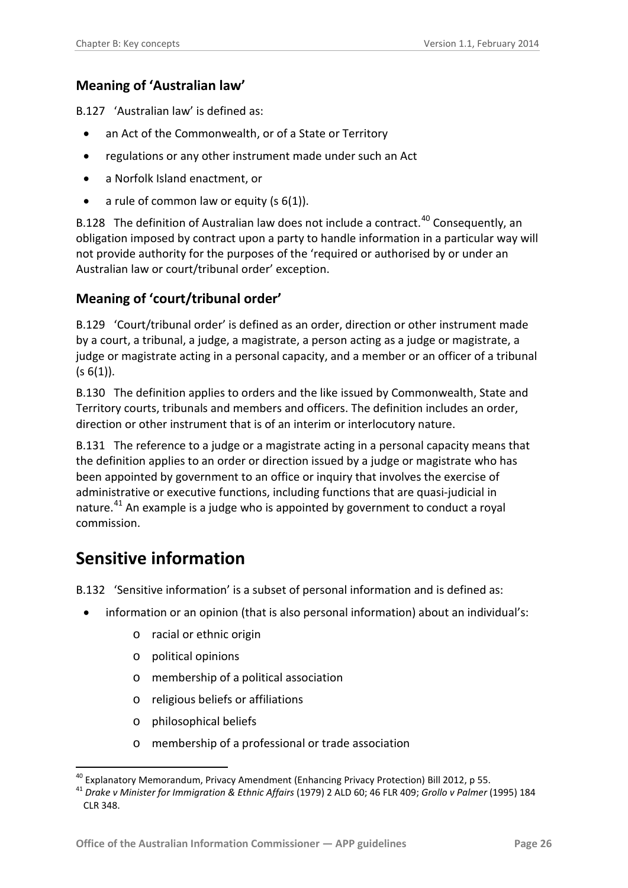### Meaning of 'Australian law'

B.127 'Australian law' is defined as:

- an Act of the Commonwealth, or of a State or Territory
- regulations or any other instrument made under such an Act
- a Norfolk Island enactment, or
- a rule of common law or equity (s 6(1)).

B.128 The definition of Australian law does not include a contract.[40] Consequently, an obligation imposed by contract upon a party to handle information in a particular way will not provide authority for the purposes of the 'required or authorised by or under an Australian law or court/tribunal order' exception.

### Meaning of 'court/tribunal order'

B.129 'Court/tribunal order' is defined as an order, direction or other instrument made by a court, a tribunal, a judge, a magistrate, a person acting as a judge or magistrate, a judge or magistrate acting in a personal capacity, and a member or an officer of a tribunal (s 6(1)).

B.130 The definition applies to orders and the like issued by Commonwealth, State and Territory courts, tribunals and members and officers. The definition includes an order, direction or other instrument that is of an interim or interlocutory nature.

B.131 The reference to a judge or a magistrate acting in a personal capacity means that the definition applies to an order or direction issued by a judge or magistrate who has been appointed by government to an office or inquiry that involves the exercise of administrative or executive functions, including functions that are quasi-judicial in nature.[41] An example is a judge who is appointed by government to conduct a royal commission.

## Sensitive information

B.132 'Sensitive information' is a subset of personal information and is defined as:

- information or an opinion (that is also personal information) about an individual's:
  - racial or ethnic origin
  - political opinions
  - membership of a political association
  - religious beliefs or affiliations
  - philosophical beliefs
  - membership of a professional or trade association

---

[40] Explanatory Memorandum, Privacy Amendment (Enhancing Privacy Protection) Bill 2012, p 55.

[41] *Drake v Minister for Immigration & Ethnic Affairs* (1979) 2 ALD 60; 46 FLR 409; *Grollo v Palmer* (1995) 184 CLR 348.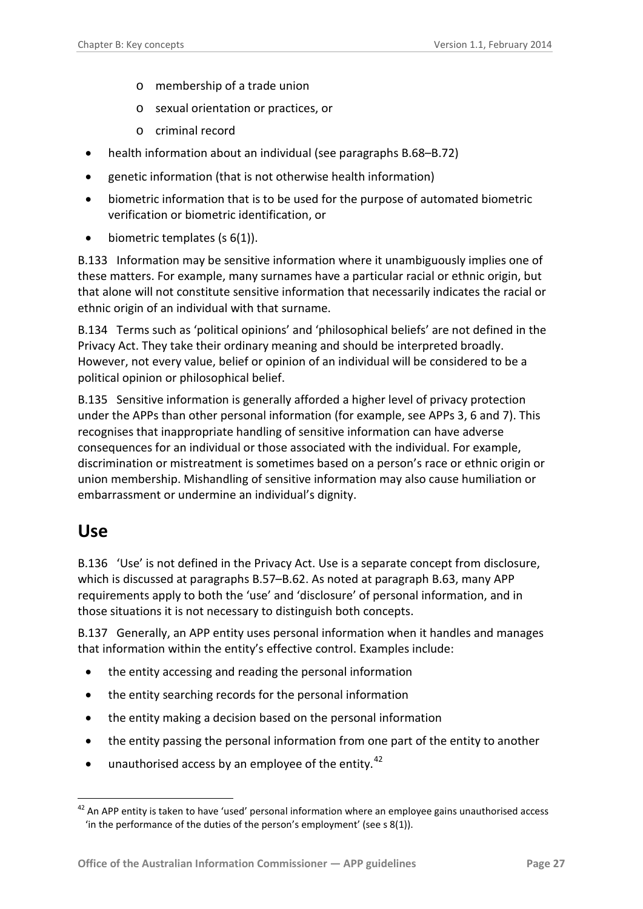- membership of a trade union
  - sexual orientation or practices, or
  - criminal record
- health information about an individual (see paragraphs B.68–B.72)
- genetic information (that is not otherwise health information)
- biometric information that is to be used for the purpose of automated biometric verification or biometric identification, or
- biometric templates (s 6(1)).

B.133 Information may be sensitive information where it unambiguously implies one of these matters. For example, many surnames have a particular racial or ethnic origin, but that alone will not constitute sensitive information that necessarily indicates the racial or ethnic origin of an individual with that surname.

B.134 Terms such as 'political opinions' and 'philosophical beliefs' are not defined in the Privacy Act. They take their ordinary meaning and should be interpreted broadly. However, not every value, belief or opinion of an individual will be considered to be a political opinion or philosophical belief.

B.135 Sensitive information is generally afforded a higher level of privacy protection under the APPs than other personal information (for example, see APPs 3, 6 and 7). This recognises that inappropriate handling of sensitive information can have adverse consequences for an individual or those associated with the individual. For example, discrimination or mistreatment is sometimes based on a person's race or ethnic origin or union membership. Mishandling of sensitive information may also cause humiliation or embarrassment or undermine an individual's dignity.

## Use

B.136 'Use' is not defined in the Privacy Act. Use is a separate concept from disclosure, which is discussed at paragraphs B.57–B.62. As noted at paragraph B.63, many APP requirements apply to both the 'use' and 'disclosure' of personal information, and in those situations it is not necessary to distinguish both concepts.

B.137 Generally, an APP entity uses personal information when it handles and manages that information within the entity's effective control. Examples include:

- the entity accessing and reading the personal information
- the entity searching records for the personal information
- the entity making a decision based on the personal information
- the entity passing the personal information from one part of the entity to another
- unauthorised access by an employee of the entity.[42]

[42] An APP entity is taken to have 'used' personal information where an employee gains unauthorised access 'in the performance of the duties of the person's employment' (see s 8(1)).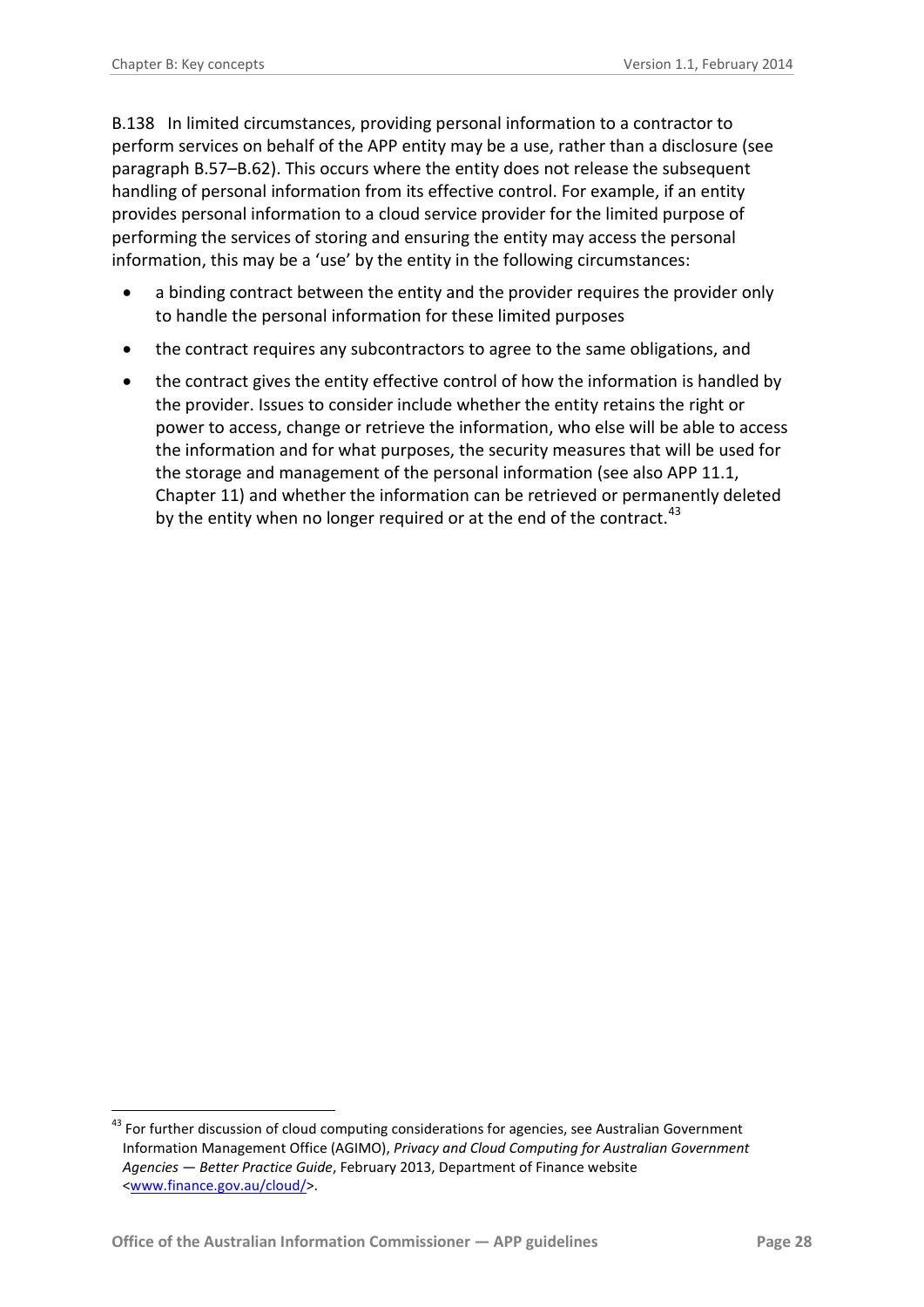B.138 In limited circumstances, providing personal information to a contractor to perform services on behalf of the APP entity may be a use, rather than a disclosure (see paragraph B.57–B.62). This occurs where the entity does not release the subsequent handling of personal information from its effective control. For example, if an entity provides personal information to a cloud service provider for the limited purpose of performing the services of storing and ensuring the entity may access the personal information, this may be a 'use' by the entity in the following circumstances:

- a binding contract between the entity and the provider requires the provider only to handle the personal information for these limited purposes
- the contract requires any subcontractors to agree to the same obligations, and
- the contract gives the entity effective control of how the information is handled by the provider. Issues to consider include whether the entity retains the right or power to access, change or retrieve the information, who else will be able to access the information and for what purposes, the security measures that will be used for the storage and management of the personal information (see also APP 11.1, Chapter 11) and whether the information can be retrieved or permanently deleted by the entity when no longer required or at the end of the contract.[43]

---

[43] For further discussion of cloud computing considerations for agencies, see Australian Government Information Management Office (AGIMO), *Privacy and Cloud Computing for Australian Government Agencies — Better Practice Guide*, February 2013, Department of Finance website <www.finance.gov.au/cloud/>.